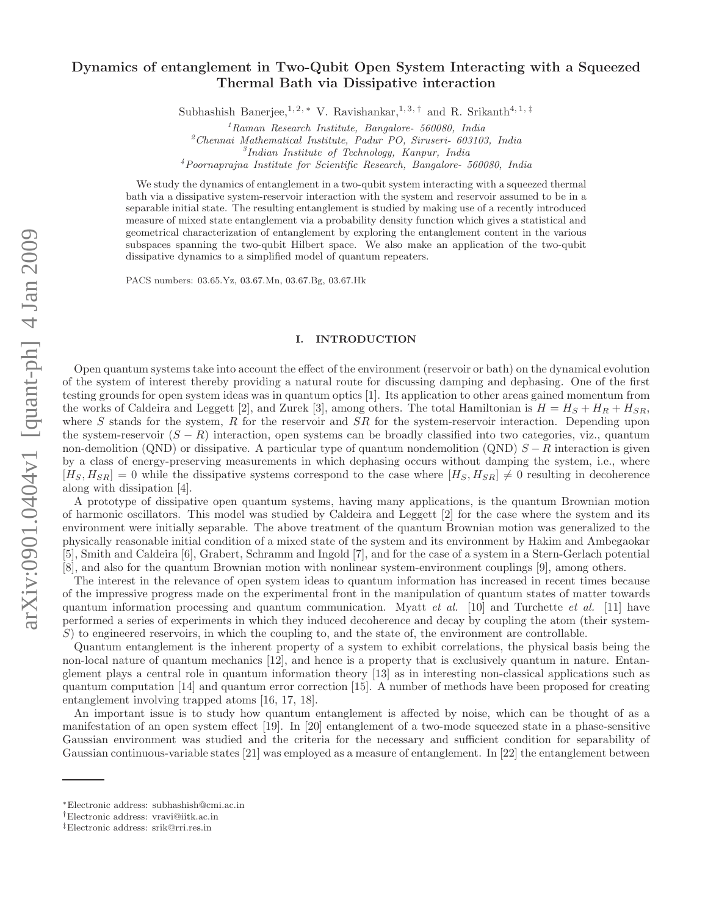# Dynamics of entanglement in Two-Qubit Open System Interacting with a Squeezed Thermal Bath via Dissipative interaction

Subhashish Banerjee,[1,2,*] V. Ravishankar,[1,3,†] and R. Srikanth[4,1,‡]

[1] *Raman Research Institute, Bangalore- 560080, India*
[2] *Chennai Mathematical Institute, Padur PO, Siruseri- 603103, India*
[3] *Indian Institute of Technology, Kanpur, India*
[4] *Poornaprajna Institute for Scientific Research, Bangalore- 560080, India*

We study the dynamics of entanglement in a two-qubit system interacting with a squeezed thermal bath via a dissipative system-reservoir interaction with the system and reservoir assumed to be in a separable initial state. The resulting entanglement is studied by making use of a recently introduced measure of mixed state entanglement via a probability density function which gives a statistical and geometrical characterization of entanglement by exploring the entanglement content in the various subspaces spanning the two-qubit Hilbert space. We also make an application of the two-qubit dissipative dynamics to a simplified model of quantum repeaters.

PACS numbers: 03.65.Yz, 03.67.Mn, 03.67.Bg, 03.67.Hk

## I. INTRODUCTION

Open quantum systems take into account the effect of the environment (reservoir or bath) on the dynamical evolution of the system of interest thereby providing a natural route for discussing damping and dephasing. One of the first testing grounds for open system ideas was in quantum optics [1]. Its application to other areas gained momentum from the works of Caldeira and Leggett [2], and Zurek [3], among others. The total Hamiltonian is $H = H_S + H_R + H_{SR}$, where $S$ stands for the system, $R$ for the reservoir and $SR$ for the system-reservoir interaction. Depending upon the system-reservoir ($S-R$) interaction, open systems can be broadly classified into two categories, viz., quantum non-demolition (QND) or dissipative. A particular type of quantum nondemolition (QND) $S-R$ interaction is given by a class of energy-preserving measurements in which dephasing occurs without damping the system, i.e., where $[H_S, H_{SR}] = 0$ while the dissipative systems correspond to the case where $[H_S, H_{SR}] \neq 0$ resulting in decoherence along with dissipation [4].

A prototype of dissipative open quantum systems, having many applications, is the quantum Brownian motion of harmonic oscillators. This model was studied by Caldeira and Leggett [2] for the case where the system and its environment were initially separable. The above treatment of the quantum Brownian motion was generalized to the physically reasonable initial condition of a mixed state of the system and its environment by Hakim and Ambegaokar [5], Smith and Caldeira [6], Grabert, Schramm and Ingold [7], and for the case of a system in a Stern-Gerlach potential [8], and also for the quantum Brownian motion with nonlinear system-environment couplings [9], among others.

The interest in the relevance of open system ideas to quantum information has increased in recent times because of the impressive progress made on the experimental front in the manipulation of quantum states of matter towards quantum information processing and quantum communication. Myatt *et al.* [10] and Turchette *et al.* [11] have performed a series of experiments in which they induced decoherence and decay by coupling the atom (their system-$S$) to engineered reservoirs, in which the coupling to, and the state of, the environment are controllable.

Quantum entanglement is the inherent property of a system to exhibit correlations, the physical basis being the non-local nature of quantum mechanics [12], and hence is a property that is exclusively quantum in nature. Entanglement plays a central role in quantum information theory [13] as in interesting non-classical applications such as quantum computation [14] and quantum error correction [15]. A number of methods have been proposed for creating entanglement involving trapped atoms [16, 17, 18].

An important issue is to study how quantum entanglement is affected by noise, which can be thought of as a manifestation of an open system effect [19]. In [20] entanglement of a two-mode squeezed state in a phase-sensitive Gaussian environment was studied and the criteria for the necessary and sufficient condition for separability of Gaussian continuous-variable states [21] was employed as a measure of entanglement. In [22] the entanglement between

---

*Electronic address: subhashish@cmi.ac.in
†Electronic address: vravi@iitk.ac.in
‡Electronic address: srik@rri.res.in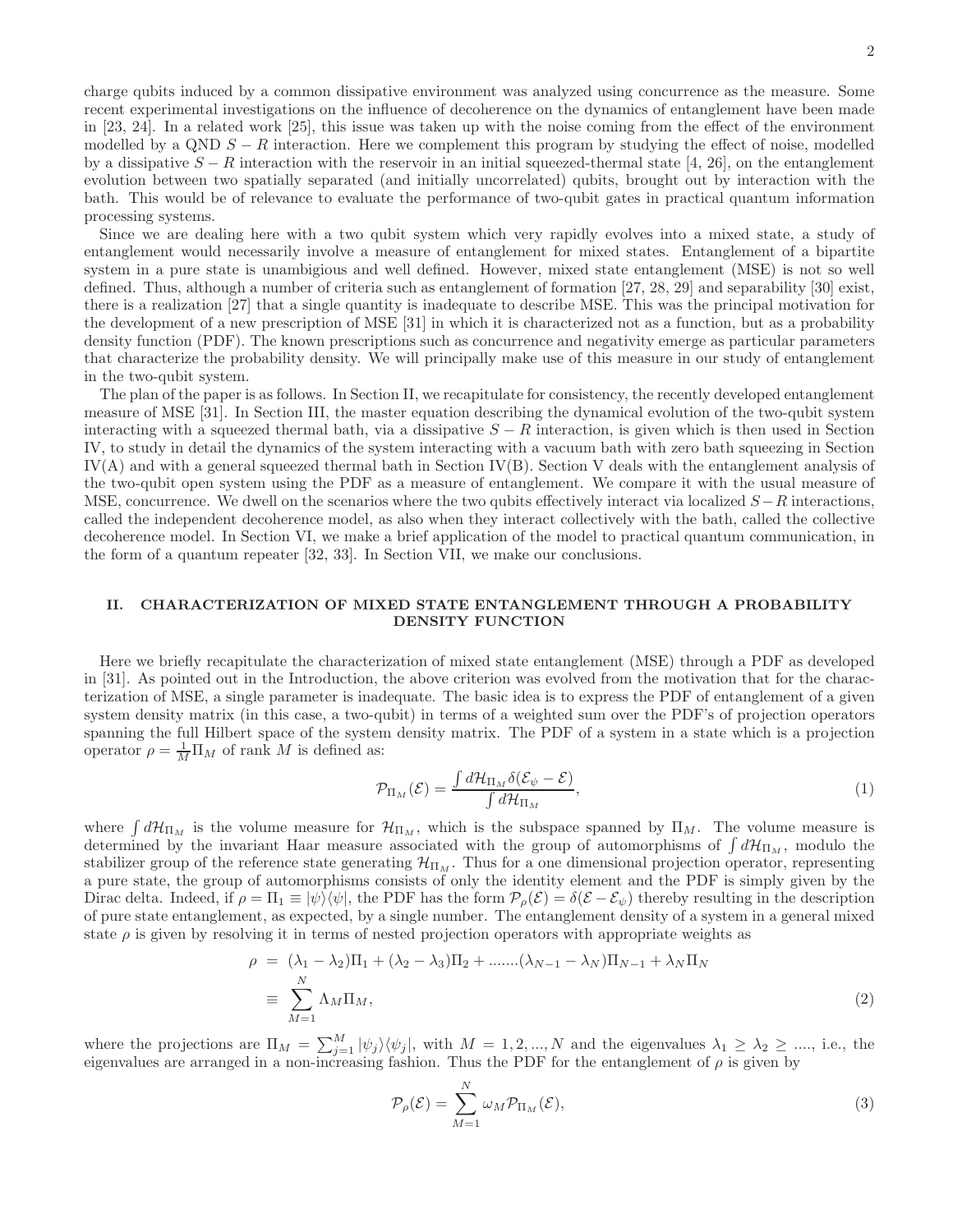charge qubits induced by a common dissipative environment was analyzed using concurrence as the measure. Some recent experimental investigations on the influence of decoherence on the dynamics of entanglement have been made in [23, 24]. In a related work [25], this issue was taken up with the noise coming from the effect of the environment modelled by a QND $S-R$ interaction. Here we complement this program by studying the effect of noise, modelled by a dissipative $S-R$ interaction with the reservoir in an initial squeezed-thermal state [4, 26], on the entanglement evolution between two spatially separated (and initially uncorrelated) qubits, brought out by interaction with the bath. This would be of relevance to evaluate the performance of two-qubit gates in practical quantum information processing systems.

Since we are dealing here with a two qubit system which very rapidly evolves into a mixed state, a study of entanglement would necessarily involve a measure of entanglement for mixed states. Entanglement of a bipartite system in a pure state is unambigious and well defined. However, mixed state entanglement (MSE) is not so well defined. Thus, although a number of criteria such as entanglement of formation [27, 28, 29] and separability [30] exist, there is a realization [27] that a single quantity is inadequate to describe MSE. This was the principal motivation for the development of a new prescription of MSE [31] in which it is characterized not as a function, but as a probability density function (PDF). The known prescriptions such as concurrence and negativity emerge as particular parameters that characterize the probability density. We will principally make use of this measure in our study of entanglement in the two-qubit system.

The plan of the paper is as follows. In Section II, we recapitulate for consistency, the recently developed entanglement measure of MSE [31]. In Section III, the master equation describing the dynamical evolution of the two-qubit system interacting with a squeezed thermal bath, via a dissipative $S-R$ interaction, is given which is then used in Section IV, to study in detail the dynamics of the system interacting with a vacuum bath with zero bath squeezing in Section IV(A) and with a general squeezed thermal bath in Section IV(B). Section V deals with the entanglement analysis of the two-qubit open system using the PDF as a measure of entanglement. We compare it with the usual measure of MSE, concurrence. We dwell on the scenarios where the two qubits effectively interact via localized $S-R$ interactions, called the independent decoherence model, as also when they interact collectively with the bath, called the collective decoherence model. In Section VI, we make a brief application of the model to practical quantum communication, in the form of a quantum repeater [32, 33]. In Section VII, we make our conclusions.

## II. CHARACTERIZATION OF MIXED STATE ENTANGLEMENT THROUGH A PROBABILITY DENSITY FUNCTION

Here we briefly recapitulate the characterization of mixed state entanglement (MSE) through a PDF as developed in [31]. As pointed out in the Introduction, the above criterion was evolved from the motivation that for the characterization of MSE, a single parameter is inadequate. The basic idea is to express the PDF of entanglement of a given system density matrix (in this case, a two-qubit) in terms of a weighted sum over the PDF's of projection operators spanning the full Hilbert space of the system density matrix. The PDF of a system in a state which is a projection operator $\rho = \frac{1}{M}\Pi_M$ of rank $M$ is defined as:

$$
\mathcal{P}_{\Pi_M}(\mathcal{E}) = \frac{\int d\mathcal{H}_{\Pi_M} \delta(\mathcal{E}_\psi - \mathcal{E})}{\int d\mathcal{H}_{\Pi_M}}, \tag{1}
$$

where $\int d\mathcal{H}_{\Pi_M}$ is the volume measure for $\mathcal{H}_{\Pi_M}$, which is the subspace spanned by $\Pi_M$. The volume measure is determined by the invariant Haar measure associated with the group of automorphisms of $\int d\mathcal{H}_{\Pi_M}$, modulo the stabilizer group of the reference state generating $\mathcal{H}_{\Pi_M}$. Thus for a one dimensional projection operator, representing a pure state, the group of automorphisms consists of only the identity element and the PDF is simply given by the Dirac delta. Indeed, if $\rho = \Pi_1 \equiv |\psi\rangle\langle\psi|$, the PDF has the form $\mathcal{P}_\rho(\mathcal{E}) = \delta(\mathcal{E} - \mathcal{E}_\psi)$ thereby resulting in the description of pure state entanglement, as expected, by a single number. The entanglement density of a system in a general mixed state $\rho$ is given by resolving it in terms of nested projection operators with appropriate weights as

$$
\begin{aligned}
\rho &= (\lambda_1 - \lambda_2)\Pi_1 + (\lambda_2 - \lambda_3)\Pi_2 + .......(\lambda_{N-1} - \lambda_N)\Pi_{N-1} + \lambda_N \Pi_N \\
&\equiv \sum_{M=1}^{N} \Lambda_M \Pi_M,
\end{aligned} \tag{2}
$$

where the projections are $\Pi_M = \sum_{j=1}^{M} |\psi_j\rangle\langle\psi_j|$, with $M = 1, 2, ..., N$ and the eigenvalues $\lambda_1 \geq \lambda_2 \geq ....$, i.e., the eigenvalues are arranged in a non-increasing fashion. Thus the PDF for the entanglement of $\rho$ is given by

$$
\mathcal{P}_\rho(\mathcal{E}) = \sum_{M=1}^{N} \omega_M \mathcal{P}_{\Pi_M}(\mathcal{E}), \tag{3}
$$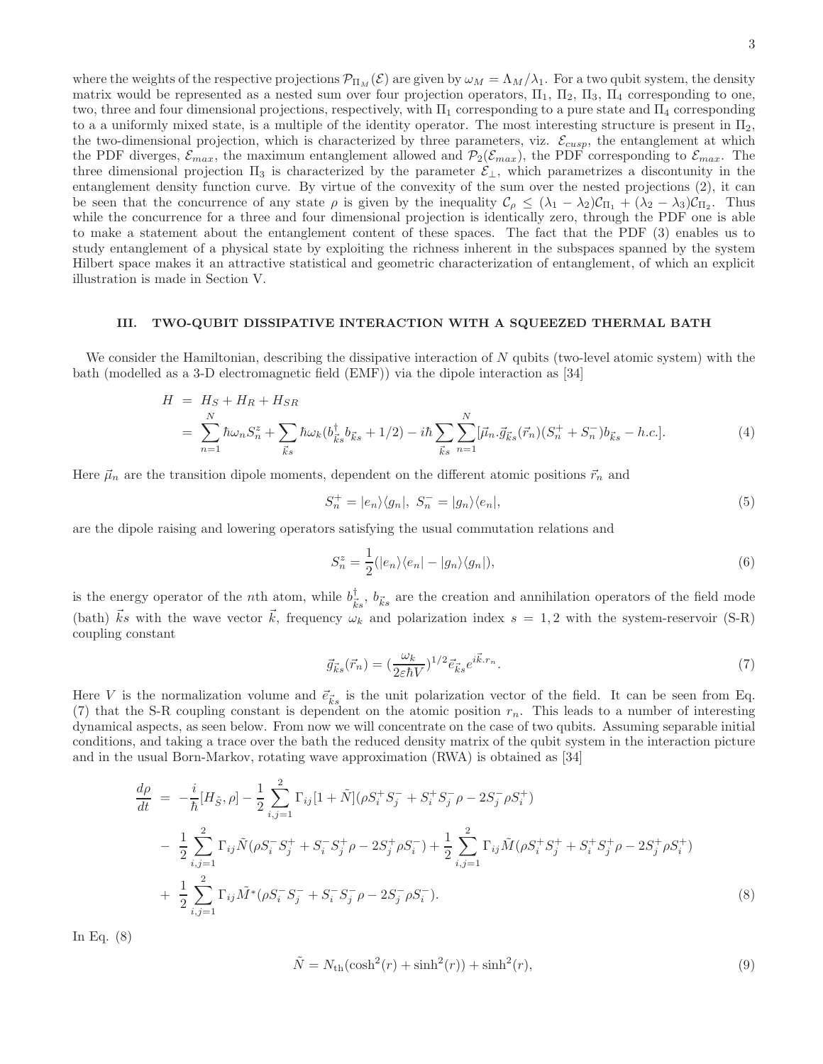where the weights of the respective projections $\mathcal{P}_{\Pi_M}(\mathcal{E})$ are given by $\omega_M = \Lambda_M/\lambda_1$. For a two qubit system, the density matrix would be represented as a nested sum over four projection operators, $\Pi_1$, $\Pi_2$, $\Pi_3$, $\Pi_4$ corresponding to one, two, three and four dimensional projections, respectively, with $\Pi_1$ corresponding to a pure state and $\Pi_4$ corresponding to a uniformly mixed state, is a multiple of the identity operator. The most interesting structure is present in $\Pi_2$, the two-dimensional projection, which is characterized by three parameters, viz. $\mathcal{E}_{cusp}$, the entanglement at which the PDF diverges, $\mathcal{E}_{max}$, the maximum entanglement allowed and $\mathcal{P}_2(\mathcal{E}_{max})$, the PDF corresponding to $\mathcal{E}_{max}$. The three dimensional projection $\Pi_3$ is characterized by the parameter $\mathcal{E}_{\perp}$, which parametrizes a discontunity in the entanglement density function curve. By virtue of the convexity of the sum over the nested projections (2), it can be seen that the concurrence of any state $\rho$ is given by the inequality $\mathcal{C}_\rho \leq (\lambda_1 - \lambda_2)\mathcal{C}_{\Pi_1} + (\lambda_2 - \lambda_3)\mathcal{C}_{\Pi_2}$. Thus while the concurrence for a three and four dimensional projection is identically zero, through the PDF one is able to make a statement about the entanglement content of these spaces. The fact that the PDF (3) enables us to study entanglement of a physical state by exploiting the richness inherent in the subspaces spanned by the system Hilbert space makes it an attractive statistical and geometric characterization of entanglement, of which an explicit illustration is made in Section V.

## III. TWO-QUBIT DISSIPATIVE INTERACTION WITH A SQUEEZED THERMAL BATH

We consider the Hamiltonian, describing the dissipative interaction of $N$ qubits (two-level atomic system) with the bath (modelled as a 3-D electromagnetic field (EMF)) via the dipole interaction as [34]

$$
\begin{aligned}
H &= H_S + H_R + H_{SR} \\
&= \sum_{n=1}^{N} \hbar\omega_n S_n^z + \sum_{\vec{k}s} \hbar\omega_k (b_{\vec{k}s}^\dagger b_{\vec{k}s} + 1/2) - i\hbar \sum_{\vec{k}s} \sum_{n=1}^{N} [\vec{\mu}_n . \vec{g}_{\vec{k}s}(\vec{r}_n)(S_n^+ + S_n^-) b_{\vec{k}s} - h.c.]. \qquad (4)
\end{aligned}
$$

Here $\vec{\mu}_n$ are the transition dipole moments, dependent on the different atomic positions $\vec{r}_n$ and

$$
S_n^+ = |e_n\rangle\langle g_n|, \; S_n^- = |g_n\rangle\langle e_n|, \qquad (5)
$$

are the dipole raising and lowering operators satisfying the usual commutation relations and

$$
S_n^z = \frac{1}{2}(|e_n\rangle\langle e_n| - |g_n\rangle\langle g_n|), \qquad (6)
$$

is the energy operator of the $n$th atom, while $b_{\vec{k}s}^\dagger$, $b_{\vec{k}s}$ are the creation and annihilation operators of the field mode (bath) $\vec{k}s$ with the wave vector $\vec{k}$, frequency $\omega_k$ and polarization index $s = 1, 2$ with the system-reservoir (S-R) coupling constant

$$
\vec{g}_{\vec{k}s}(\vec{r}_n) = (\frac{\omega_k}{2\varepsilon\hbar V})^{1/2} \vec{e}_{\vec{k}s} e^{i\vec{k}.r_n}. \qquad (7)
$$

Here $V$ is the normalization volume and $\vec{e}_{\vec{k}s}$ is the unit polarization vector of the field. It can be seen from Eq. (7) that the S-R coupling constant is dependent on the atomic position $r_n$. This leads to a number of interesting dynamical aspects, as seen below. From now we will concentrate on the case of two qubits. Assuming separable initial conditions, and taking a trace over the bath the reduced density matrix of the qubit system in the interaction picture and in the usual Born-Markov, rotating wave approximation (RWA) is obtained as [34]

$$
\begin{aligned}
\frac{d\rho}{dt} &= -\frac{i}{\hbar}[H_{\tilde{S}}, \rho] - \frac{1}{2}\sum_{i,j=1}^{2} \Gamma_{ij}[1 + \tilde{N}](\rho S_i^+ S_j^- + S_i^+ S_j^- \rho - 2 S_j^- \rho S_i^+) \\
&- \frac{1}{2}\sum_{i,j=1}^{2} \Gamma_{ij} \tilde{N}(\rho S_i^- S_j^+ + S_i^- S_j^+ \rho - 2 S_j^+ \rho S_i^-) + \frac{1}{2}\sum_{i,j=1}^{2} \Gamma_{ij} \tilde{M}(\rho S_i^+ S_j^+ + S_i^+ S_j^+ \rho - 2 S_j^+ \rho S_i^+) \\
&+ \frac{1}{2}\sum_{i,j=1}^{2} \Gamma_{ij} \tilde{M}^*(\rho S_i^- S_j^- + S_i^- S_j^- \rho - 2 S_j^- \rho S_i^-). \qquad (8)
\end{aligned}
$$

In Eq. (8)

$$
\tilde{N} = N_{\rm th}(\cosh^2(r) + \sinh^2(r)) + \sinh^2(r), \qquad (9)
$$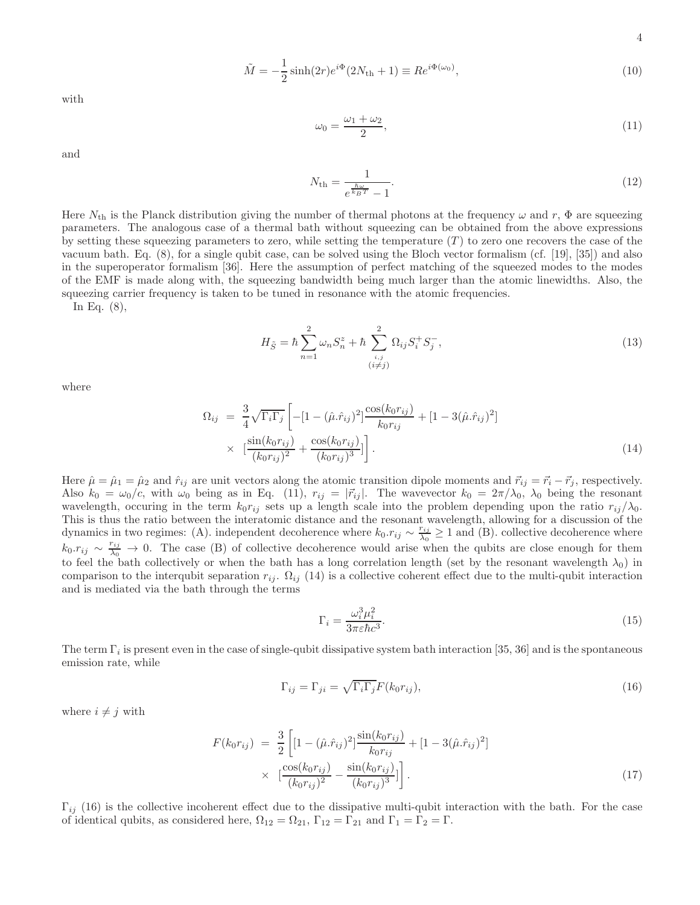$$\tilde{M} = -\frac{1}{2}\sinh(2r)e^{i\Phi}(2N_{\rm th}+1) \equiv Re^{i\Phi(\omega_0)}, \tag{10}$$

with

$$\omega_0 = \frac{\omega_1 + \omega_2}{2}, \tag{11}$$

and

$$N_{\rm th} = \frac{1}{e^{\frac{\hbar\omega}{k_B T}} - 1}. \tag{12}$$

Here $N_{\rm th}$ is the Planck distribution giving the number of thermal photons at the frequency $\omega$ and $r$, $\Phi$ are squeezing parameters. The analogous case of a thermal bath without squeezing can be obtained from the above expressions by setting these squeezing parameters to zero, while setting the temperature ($T$) to zero one recovers the case of the vacuum bath. Eq. (8), for a single qubit case, can be solved using the Bloch vector formalism (cf. [19], [35]) and also in the superoperator formalism [36]. Here the assumption of perfect matching of the squeezed modes to the modes of the EMF is made along with, the squeezing bandwidth being much larger than the atomic linewidths. Also, the squeezing carrier frequency is taken to be tuned in resonance with the atomic frequencies.

In Eq. (8),

$$H_{\tilde{S}} = \hbar\sum_{n=1}^{2}\omega_n S_n^z + \hbar\sum_{\substack{i,j \\ (i\neq j)}}^{2}\Omega_{ij}S_i^+ S_j^-, \tag{13}$$

where

$$\begin{aligned}\Omega_{ij} &= \frac{3}{4}\sqrt{\Gamma_i\Gamma_j}\left[-[1-(\hat{\mu}.\hat{r}_{ij})^2]\frac{\cos(k_0 r_{ij})}{k_0 r_{ij}} + [1-3(\hat{\mu}.\hat{r}_{ij})^2]\right. \\ &\times \left.[\frac{\sin(k_0 r_{ij})}{(k_0 r_{ij})^2} + \frac{\cos(k_0 r_{ij})}{(k_0 r_{ij})^3}]\right].\end{aligned} \tag{14}$$

Here $\hat{\mu} = \hat{\mu}_1 = \hat{\mu}_2$ and $\hat{r}_{ij}$ are unit vectors along the atomic transition dipole moments and $\vec{r}_{ij} = \vec{r}_i - \vec{r}_j$, respectively. Also $k_0 = \omega_0/c$, with $\omega_0$ being as in Eq. (11), $r_{ij} = |\vec{r}_{ij}|$. The wavevector $k_0 = 2\pi/\lambda_0$, $\lambda_0$ being the resonant wavelength, occuring in the term $k_0 r_{ij}$ sets up a length scale into the problem depending upon the ratio $r_{ij}/\lambda_0$. This is thus the ratio between the interatomic distance and the resonant wavelength, allowing for a discussion of the dynamics in two regimes: (A). independent decoherence where $k_0.r_{ij} \sim \frac{r_{ij}}{\lambda_0} \geq 1$ and (B). collective decoherence where $k_0.r_{ij} \sim \frac{r_{ij}}{\lambda_0} \to 0$. The case (B) of collective decoherence would arise when the qubits are close enough for them to feel the bath collectively or when the bath has a long correlation length (set by the resonant wavelength $\lambda_0$) in comparison to the interqubit separation $r_{ij}$. $\Omega_{ij}$ (14) is a collective coherent effect due to the multi-qubit interaction and is mediated via the bath through the terms

$$\Gamma_i = \frac{\omega_i^3\mu_i^2}{3\pi\varepsilon\hbar c^3}. \tag{15}$$

The term $\Gamma_i$ is present even in the case of single-qubit dissipative system bath interaction [35, 36] and is the spontaneous emission rate, while

$$\Gamma_{ij} = \Gamma_{ji} = \sqrt{\Gamma_i\Gamma_j}F(k_0 r_{ij}), \tag{16}$$

where $i \neq j$ with

$$\begin{aligned}F(k_0 r_{ij}) &= \frac{3}{2}\left[[1-(\hat{\mu}.\hat{r}_{ij})^2]\frac{\sin(k_0 r_{ij})}{k_0 r_{ij}} + [1-3(\hat{\mu}.\hat{r}_{ij})^2]\right. \\ &\times \left.[\frac{\cos(k_0 r_{ij})}{(k_0 r_{ij})^2} - \frac{\sin(k_0 r_{ij})}{(k_0 r_{ij})^3}]\right].\end{aligned} \tag{17}$$

$\Gamma_{ij}$ (16) is the collective incoherent effect due to the dissipative multi-qubit interaction with the bath. For the case of identical qubits, as considered here, $\Omega_{12} = \Omega_{21}$, $\Gamma_{12} = \Gamma_{21}$ and $\Gamma_1 = \Gamma_2 = \Gamma$.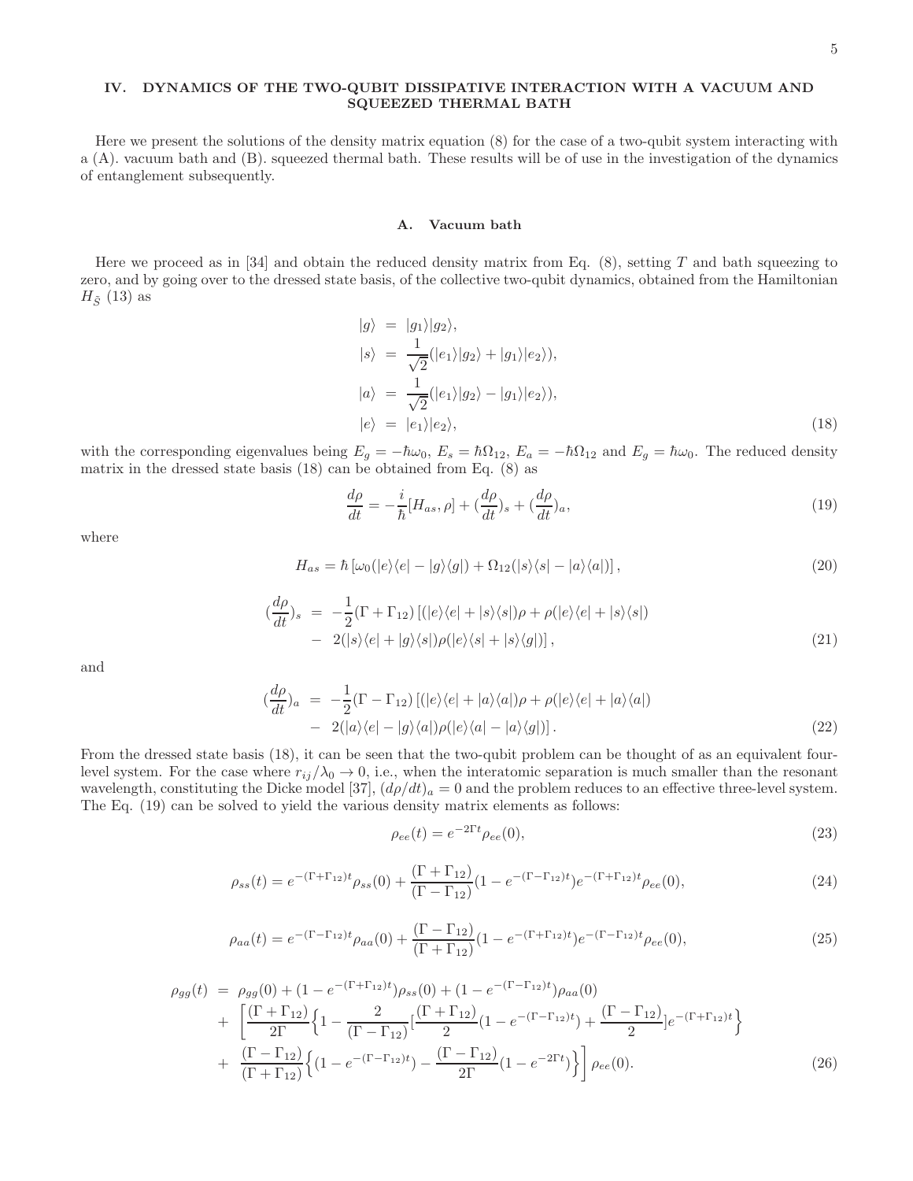## IV. DYNAMICS OF THE TWO-QUBIT DISSIPATIVE INTERACTION WITH A VACUUM AND SQUEEZED THERMAL BATH

Here we present the solutions of the density matrix equation (8) for the case of a two-qubit system interacting with a (A). vacuum bath and (B). squeezed thermal bath. These results will be of use in the investigation of the dynamics of entanglement subsequently.

### A. Vacuum bath

Here we proceed as in [34] and obtain the reduced density matrix from Eq. (8), setting $T$ and bath squeezing to zero, and by going over to the dressed state basis, of the collective two-qubit dynamics, obtained from the Hamiltonian $H_{\tilde{S}}$ (13) as

$$
\begin{aligned}
|g\rangle &= |g_1\rangle|g_2\rangle, \\
|s\rangle &= \frac{1}{\sqrt{2}}(|e_1\rangle|g_2\rangle + |g_1\rangle|e_2\rangle), \\
|a\rangle &= \frac{1}{\sqrt{2}}(|e_1\rangle|g_2\rangle - |g_1\rangle|e_2\rangle), \\
|e\rangle &= |e_1\rangle|e_2\rangle,
\end{aligned}
\tag{18}
$$

with the corresponding eigenvalues being $E_g = -\hbar\omega_0$, $E_s = \hbar\Omega_{12}$, $E_a = -\hbar\Omega_{12}$ and $E_g = \hbar\omega_0$. The reduced density matrix in the dressed state basis (18) can be obtained from Eq. (8) as

$$
\frac{d\rho}{dt} = -\frac{i}{\hbar}[H_{as}, \rho] + (\frac{d\rho}{dt})_s + (\frac{d\rho}{dt})_a,
\tag{19}
$$

where

$$
H_{as} = \hbar\left[\omega_0(|e\rangle\langle e| - |g\rangle\langle g|) + \Omega_{12}(|s\rangle\langle s| - |a\rangle\langle a|)\right],
\tag{20}
$$

$$
\begin{aligned}
(\frac{d\rho}{dt})_s &= -\frac{1}{2}(\Gamma + \Gamma_{12})\left[(|e\rangle\langle e| + |s\rangle\langle s|)\rho + \rho(|e\rangle\langle e| + |s\rangle\langle s|)\right. \\
&- \left. 2(|s\rangle\langle e| + |g\rangle\langle s|)\rho(|e\rangle\langle s| + |s\rangle\langle g|)\right],
\end{aligned}
\tag{21}
$$

and

$$
\begin{aligned}
(\frac{d\rho}{dt})_a &= -\frac{1}{2}(\Gamma - \Gamma_{12})\left[(|e\rangle\langle e| + |a\rangle\langle a|)\rho + \rho(|e\rangle\langle e| + |a\rangle\langle a|)\right. \\
&- \left. 2(|a\rangle\langle e| - |g\rangle\langle a|)\rho(|e\rangle\langle a| - |a\rangle\langle g|)\right].
\end{aligned}
\tag{22}
$$

From the dressed state basis (18), it can be seen that the two-qubit problem can be thought of as an equivalent four-level system. For the case where $r_{ij}/\lambda_0 \to 0$, i.e., when the interatomic separation is much smaller than the resonant wavelength, constituting the Dicke model [37], $(d\rho/dt)_a = 0$ and the problem reduces to an effective three-level system. The Eq. (19) can be solved to yield the various density matrix elements as follows:

$$
\rho_{ee}(t) = e^{-2\Gamma t}\rho_{ee}(0),
\tag{23}
$$

$$
\rho_{ss}(t) = e^{-(\Gamma+\Gamma_{12})t}\rho_{ss}(0) + \frac{(\Gamma + \Gamma_{12})}{(\Gamma - \Gamma_{12})}(1 - e^{-(\Gamma-\Gamma_{12})t})e^{-(\Gamma+\Gamma_{12})t}\rho_{ee}(0),
\tag{24}
$$

$$
\rho_{aa}(t) = e^{-(\Gamma-\Gamma_{12})t}\rho_{aa}(0) + \frac{(\Gamma - \Gamma_{12})}{(\Gamma + \Gamma_{12})}(1 - e^{-(\Gamma+\Gamma_{12})t})e^{-(\Gamma-\Gamma_{12})t}\rho_{ee}(0),
\tag{25}
$$

$$
\begin{aligned}
\rho_{gg}(t) &= \rho_{gg}(0) + (1 - e^{-(\Gamma+\Gamma_{12})t})\rho_{ss}(0) + (1 - e^{-(\Gamma-\Gamma_{12})t})\rho_{aa}(0) \\
&+ \left[\frac{(\Gamma + \Gamma_{12})}{2\Gamma}\left\{1 - \frac{2}{(\Gamma - \Gamma_{12})}\left[\frac{(\Gamma + \Gamma_{12})}{2}(1 - e^{-(\Gamma-\Gamma_{12})t}) + \frac{(\Gamma - \Gamma_{12})}{2}\right]e^{-(\Gamma+\Gamma_{12})t}\right\}\right. \\
&+ \left.\frac{(\Gamma - \Gamma_{12})}{(\Gamma + \Gamma_{12})}\left\{(1 - e^{-(\Gamma-\Gamma_{12})t}) - \frac{(\Gamma - \Gamma_{12})}{2\Gamma}(1 - e^{-2\Gamma t})\right\}\right]\rho_{ee}(0).
\end{aligned}
\tag{26}
$$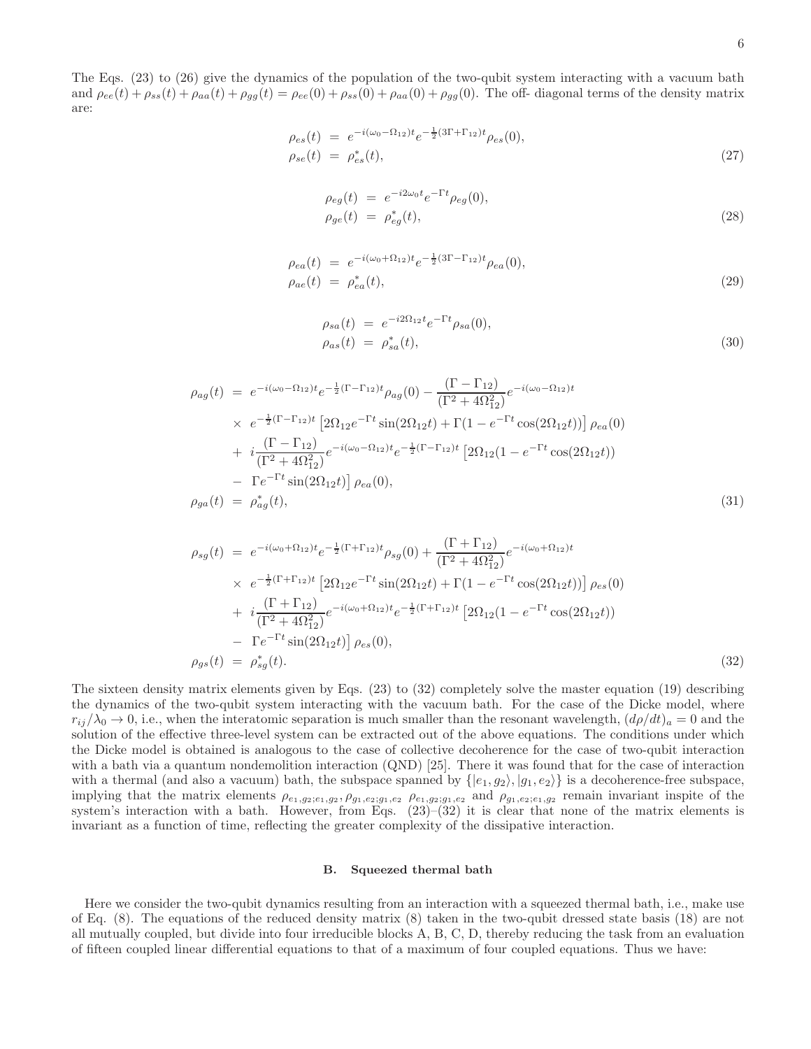The Eqs. (23) to (26) give the dynamics of the population of the two-qubit system interacting with a vacuum bath and $\rho_{ee}(t) + \rho_{ss}(t) + \rho_{aa}(t) + \rho_{gg}(t) = \rho_{ee}(0) + \rho_{ss}(0) + \rho_{aa}(0) + \rho_{gg}(0)$. The off- diagonal terms of the density matrix are:

$$
\begin{aligned}
\rho_{es}(t) &= e^{-i(\omega_0 - \Omega_{12})t} e^{-\frac{1}{2}(3\Gamma + \Gamma_{12})t} \rho_{es}(0), \\
\rho_{se}(t) &= \rho_{es}^*(t),
\end{aligned} \tag{27}
$$

$$
\begin{aligned}
\rho_{eg}(t) &= e^{-i2\omega_0 t} e^{-\Gamma t} \rho_{eg}(0), \\
\rho_{ge}(t) &= \rho_{eg}^*(t),
\end{aligned} \tag{28}
$$

$$
\begin{aligned}
\rho_{ea}(t) &= e^{-i(\omega_0 + \Omega_{12})t} e^{-\frac{1}{2}(3\Gamma - \Gamma_{12})t} \rho_{ea}(0), \\
\rho_{ae}(t) &= \rho_{ea}^*(t),
\end{aligned} \tag{29}
$$

$$
\begin{aligned}
\rho_{sa}(t) &= e^{-i2\Omega_{12} t} e^{-\Gamma t} \rho_{sa}(0), \\
\rho_{as}(t) &= \rho_{sa}^*(t),
\end{aligned} \tag{30}
$$

$$
\begin{aligned}
\rho_{ag}(t) &= e^{-i(\omega_0 - \Omega_{12})t} e^{-\frac{1}{2}(\Gamma - \Gamma_{12})t} \rho_{ag}(0) - \frac{(\Gamma - \Gamma_{12})}{(\Gamma^2 + 4\Omega_{12}^2)} e^{-i(\omega_0 - \Omega_{12})t} \\
&\times\ e^{-\frac{1}{2}(\Gamma - \Gamma_{12})t} \left[ 2\Omega_{12} e^{-\Gamma t} \sin(2\Omega_{12} t) + \Gamma (1 - e^{-\Gamma t} \cos(2\Omega_{12} t)) \right] \rho_{ea}(0) \\
&+\ i \frac{(\Gamma - \Gamma_{12})}{(\Gamma^2 + 4\Omega_{12}^2)} e^{-i(\omega_0 - \Omega_{12})t} e^{-\frac{1}{2}(\Gamma - \Gamma_{12})t} \left[ 2\Omega_{12} (1 - e^{-\Gamma t} \cos(2\Omega_{12} t)) \right. \\
&-\ \left. \Gamma e^{-\Gamma t} \sin(2\Omega_{12} t) \right] \rho_{ea}(0), \\
\rho_{ga}(t) &= \rho_{ag}^*(t),
\end{aligned} \tag{31}
$$

$$
\begin{aligned}
\rho_{sg}(t) &= e^{-i(\omega_0 + \Omega_{12})t} e^{-\frac{1}{2}(\Gamma + \Gamma_{12})t} \rho_{sg}(0) + \frac{(\Gamma + \Gamma_{12})}{(\Gamma^2 + 4\Omega_{12}^2)} e^{-i(\omega_0 + \Omega_{12})t} \\
&\times\ e^{-\frac{1}{2}(\Gamma + \Gamma_{12})t} \left[ 2\Omega_{12} e^{-\Gamma t} \sin(2\Omega_{12} t) + \Gamma (1 - e^{-\Gamma t} \cos(2\Omega_{12} t)) \right] \rho_{es}(0) \\
&+\ i \frac{(\Gamma + \Gamma_{12})}{(\Gamma^2 + 4\Omega_{12}^2)} e^{-i(\omega_0 + \Omega_{12})t} e^{-\frac{1}{2}(\Gamma + \Gamma_{12})t} \left[ 2\Omega_{12} (1 - e^{-\Gamma t} \cos(2\Omega_{12} t)) \right. \\
&-\ \left. \Gamma e^{-\Gamma t} \sin(2\Omega_{12} t) \right] \rho_{es}(0), \\
\rho_{gs}(t) &= \rho_{sg}^*(t).
\end{aligned} \tag{32}
$$

The sixteen density matrix elements given by Eqs. (23) to (32) completely solve the master equation (19) describing the dynamics of the two-qubit system interacting with the vacuum bath. For the case of the Dicke model, where $r_{ij}/\lambda_0 \to 0$, i.e., when the interatomic separation is much smaller than the resonant wavelength, $(d\rho/dt)_a = 0$ and the solution of the effective three-level system can be extracted out of the above equations. The conditions under which the Dicke model is obtained is analogous to the case of collective decoherence for the case of two-qubit interaction with a bath via a quantum nondemolition interaction (QND) [25]. There it was found that for the case of interaction with a thermal (and also a vacuum) bath, the subspace spanned by $\{|e_1, g_2\rangle, |g_1, e_2\rangle\}$ is a decoherence-free subspace, implying that the matrix elements $\rho_{e_1,g_2;e_1,g_2}, \rho_{g_1,e_2;g_1,e_2}$ $\rho_{e_1,g_2;g_1,e_2}$ and $\rho_{g_1,e_2;e_1,g_2}$ remain invariant inspite of the system's interaction with a bath. However, from Eqs. (23)–(32) it is clear that none of the matrix elements is invariant as a function of time, reflecting the greater complexity of the dissipative interaction.

### B. Squeezed thermal bath

Here we consider the two-qubit dynamics resulting from an interaction with a squeezed thermal bath, i.e., make use of Eq. (8). The equations of the reduced density matrix (8) taken in the two-qubit dressed state basis (18) are not all mutually coupled, but divide into four irreducible blocks A, B, C, D, thereby reducing the task from an evaluation of fifteen coupled linear differential equations to that of a maximum of four coupled equations. Thus we have: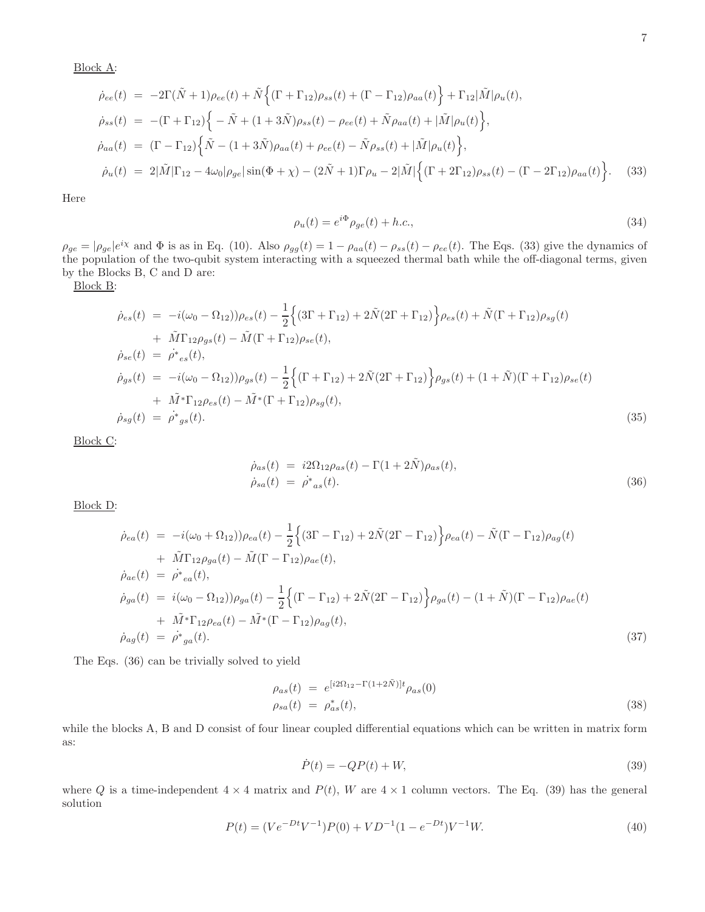Block A:

$$
\begin{aligned}
\dot{\rho}_{ee}(t) &= -2\Gamma(\tilde{N}+1)\rho_{ee}(t) + \tilde{N}\Big\{(\Gamma+\Gamma_{12})\rho_{ss}(t) + (\Gamma-\Gamma_{12})\rho_{aa}(t)\Big\} + \Gamma_{12}|\tilde{M}|\rho_u(t), \\
\dot{\rho}_{ss}(t) &= -(\Gamma+\Gamma_{12})\Big\{-\tilde{N} + (1+3\tilde{N})\rho_{ss}(t) - \rho_{ee}(t) + \tilde{N}\rho_{aa}(t) + |\tilde{M}|\rho_u(t)\Big\}, \\
\dot{\rho}_{aa}(t) &= (\Gamma-\Gamma_{12})\Big\{\tilde{N} - (1+3\tilde{N})\rho_{aa}(t) + \rho_{ee}(t) - \tilde{N}\rho_{ss}(t) + |\tilde{M}|\rho_u(t)\Big\}, \\
\dot{\rho}_u(t) &= 2|\tilde{M}|\Gamma_{12} - 4\omega_0|\rho_{ge}|\sin(\Phi+\chi) - (2\tilde{N}+1)\Gamma\rho_u - 2|\tilde{M}|\Big\{(\Gamma+2\Gamma_{12})\rho_{ss}(t) - (\Gamma-2\Gamma_{12})\rho_{aa}(t)\Big\}.
\end{aligned} \tag{33}
$$

Here

$$
\rho_u(t) = e^{i\Phi}\rho_{ge}(t) + h.c., \tag{34}
$$

$\rho_{ge} = |\rho_{ge}|e^{i\chi}$ and $\Phi$ is as in Eq. (10). Also $\rho_{gg}(t) = 1 - \rho_{aa}(t) - \rho_{ss}(t) - \rho_{ee}(t)$. The Eqs. (33) give the dynamics of the population of the two-qubit system interacting with a squeezed thermal bath while the off-diagonal terms, given by the Blocks B, C and D are:

Block B:

$$
\begin{aligned}
\dot{\rho}_{es}(t) &= -i(\omega_0 - \Omega_{12}))\rho_{es}(t) - \frac{1}{2}\Big\{(3\Gamma+\Gamma_{12}) + 2\tilde{N}(2\Gamma+\Gamma_{12})\Big\}\rho_{es}(t) + \tilde{N}(\Gamma+\Gamma_{12})\rho_{sg}(t) \\
&+ \tilde{M}\Gamma_{12}\rho_{gs}(t) - \tilde{M}(\Gamma+\Gamma_{12})\rho_{se}(t), \\
\dot{\rho}_{se}(t) &= \dot{\rho^*}_{es}(t), \\
\dot{\rho}_{gs}(t) &= -i(\omega_0 - \Omega_{12}))\rho_{gs}(t) - \frac{1}{2}\Big\{(\Gamma+\Gamma_{12}) + 2\tilde{N}(2\Gamma+\Gamma_{12})\Big\}\rho_{gs}(t) + (1+\tilde{N})(\Gamma+\Gamma_{12})\rho_{se}(t) \\
&+ \tilde{M}^*\Gamma_{12}\rho_{es}(t) - \tilde{M}^*(\Gamma+\Gamma_{12})\rho_{sg}(t), \\
\dot{\rho}_{sg}(t) &= \dot{\rho^*}_{gs}(t).
\end{aligned} \tag{35}
$$

Block C:

$$
\begin{aligned}
\dot{\rho}_{as}(t) &= i2\Omega_{12}\rho_{as}(t) - \Gamma(1+2\tilde{N})\rho_{as}(t), \\
\dot{\rho}_{sa}(t) &= \dot{\rho^*}_{as}(t).
\end{aligned} \tag{36}
$$

Block D:

$$
\begin{aligned}
\dot{\rho}_{ea}(t) &= -i(\omega_0 + \Omega_{12}))\rho_{ea}(t) - \frac{1}{2}\Big\{(3\Gamma-\Gamma_{12}) + 2\tilde{N}(2\Gamma-\Gamma_{12})\Big\}\rho_{ea}(t) - \tilde{N}(\Gamma-\Gamma_{12})\rho_{ag}(t) \\
&+ \tilde{M}\Gamma_{12}\rho_{ga}(t) - \tilde{M}(\Gamma-\Gamma_{12})\rho_{ae}(t), \\
\dot{\rho}_{ae}(t) &= \dot{\rho^*}_{ea}(t), \\
\dot{\rho}_{ga}(t) &= i(\omega_0 - \Omega_{12}))\rho_{ga}(t) - \frac{1}{2}\Big\{(\Gamma-\Gamma_{12}) + 2\tilde{N}(2\Gamma-\Gamma_{12})\Big\}\rho_{ga}(t) - (1+\tilde{N})(\Gamma-\Gamma_{12})\rho_{ae}(t) \\
&+ \tilde{M}^*\Gamma_{12}\rho_{ea}(t) - \tilde{M}^*(\Gamma-\Gamma_{12})\rho_{ag}(t), \\
\dot{\rho}_{ag}(t) &= \dot{\rho^*}_{ga}(t).
\end{aligned} \tag{37}
$$

The Eqs. (36) can be trivially solved to yield

$$
\begin{aligned}
\rho_{as}(t) &= e^{[i2\Omega_{12} - \Gamma(1+2\tilde{N})]t}\rho_{as}(0) \\
\rho_{sa}(t) &= \rho^*_{as}(t),
\end{aligned} \tag{38}
$$

while the blocks A, B and D consist of four linear coupled differential equations which can be written in matrix form as:

$$
\dot{P}(t) = -QP(t) + W, \tag{39}
$$

where $Q$ is a time-independent $4 \times 4$ matrix and $P(t)$, $W$ are $4 \times 1$ column vectors. The Eq. (39) has the general solution

$$
P(t) = (Ve^{-Dt}V^{-1})P(0) + VD^{-1}(1 - e^{-Dt})V^{-1}W. \tag{40}
$$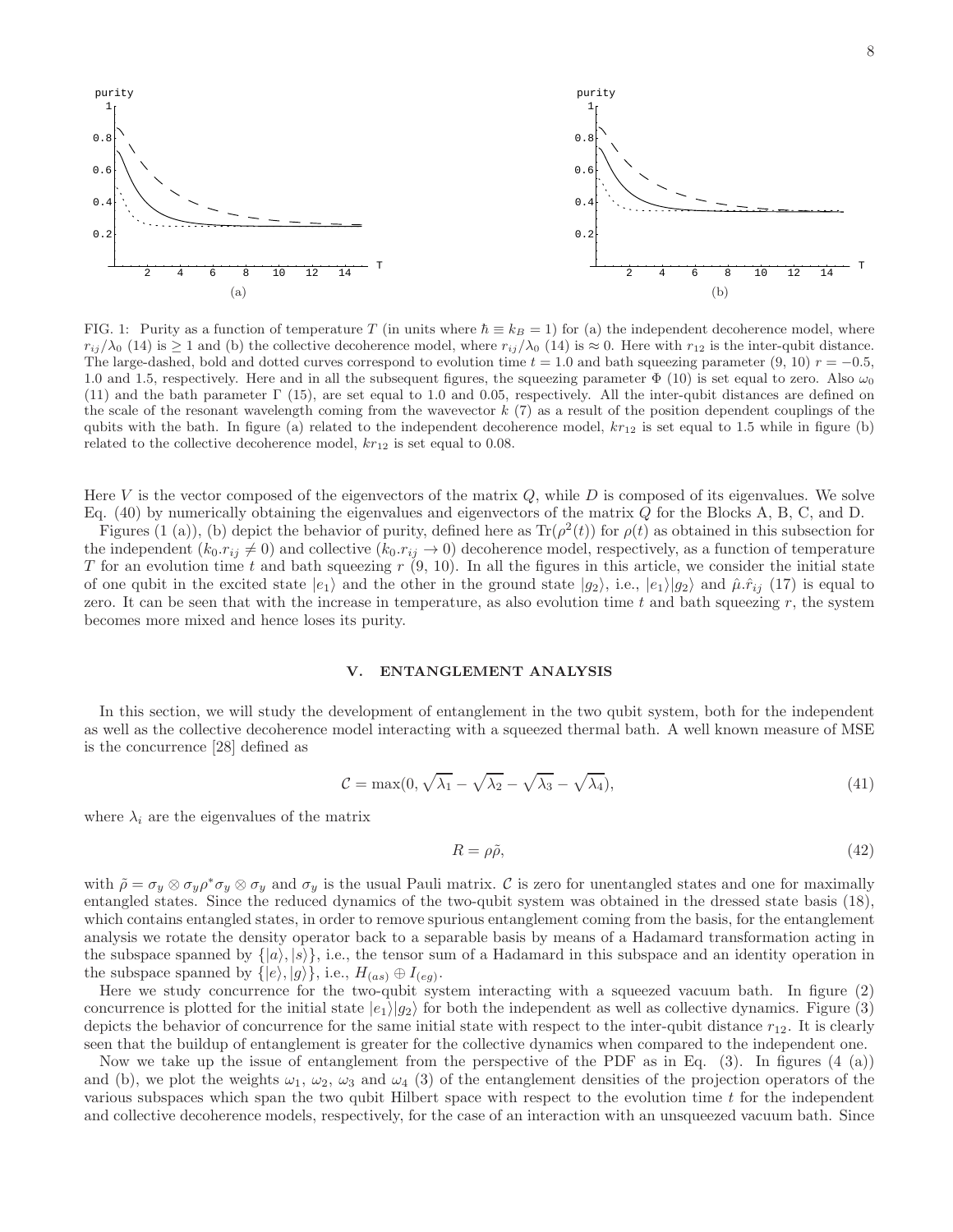FIG. 1: Purity as a function of temperature $T$ (in units where $\hbar \equiv k_B = 1$) for (a) the independent decoherence model, where $r_{ij}/\lambda_0$ (14) is $\geq 1$ and (b) the collective decoherence model, where $r_{ij}/\lambda_0$ (14) is $\approx 0$. Here with $r_{12}$ is the inter-qubit distance. The large-dashed, bold and dotted curves correspond to evolution time $t = 1.0$ and bath squeezing parameter (9, 10) $r = -0.5$, 1.0 and 1.5, respectively. Here and in all the subsequent figures, the squeezing parameter $\Phi$ (10) is set equal to zero. Also $\omega_0$ (11) and the bath parameter $\Gamma$ (15), are set equal to 1.0 and 0.05, respectively. All the inter-qubit distances are defined on the scale of the resonant wavelength coming from the wavevector $k$ (7) as a result of the position dependent couplings of the qubits with the bath. In figure (a) related to the independent decoherence model, $kr_{12}$ is set equal to 1.5 while in figure (b) related to the collective decoherence model, $kr_{12}$ is set equal to 0.08.

Here $V$ is the vector composed of the eigenvectors of the matrix $Q$, while $D$ is composed of its eigenvalues. We solve Eq. (40) by numerically obtaining the eigenvalues and eigenvectors of the matrix $Q$ for the Blocks A, B, C, and D.

Figures (1 (a)), (b) depict the behavior of purity, defined here as $\mathrm{Tr}(\rho^2(t))$ for $\rho(t)$ as obtained in this subsection for the independent ($k_0.r_{ij} \neq 0$) and collective ($k_0.r_{ij} \to 0$) decoherence model, respectively, as a function of temperature $T$ for an evolution time $t$ and bath squeezing $r$ (9, 10). In all the figures in this article, we consider the initial state of one qubit in the excited state $|e_1\rangle$ and the other in the ground state $|g_2\rangle$, i.e., $|e_1\rangle|g_2\rangle$ and $\hat{\mu}.\hat{r}_{ij}$ (17) is equal to zero. It can be seen that with the increase in temperature, as also evolution time $t$ and bath squeezing $r$, the system becomes more mixed and hence loses its purity.

## V. ENTANGLEMENT ANALYSIS

In this section, we will study the development of entanglement in the two qubit system, both for the independent as well as the collective decoherence model interacting with a squeezed thermal bath. A well known measure of MSE is the concurrence [28] defined as

$$\mathcal{C} = \max(0, \sqrt{\lambda_1} - \sqrt{\lambda_2} - \sqrt{\lambda_3} - \sqrt{\lambda_4}), \tag{41}$$

where $\lambda_i$ are the eigenvalues of the matrix

$$R = \rho\tilde{\rho}, \tag{42}$$

with $\tilde{\rho} = \sigma_y \otimes \sigma_y \rho^* \sigma_y \otimes \sigma_y$ and $\sigma_y$ is the usual Pauli matrix. $\mathcal{C}$ is zero for unentangled states and one for maximally entangled states. Since the reduced dynamics of the two-qubit system was obtained in the dressed state basis (18), which contains entangled states, in order to remove spurious entanglement coming from the basis, for the entanglement analysis we rotate the density operator back to a separable basis by means of a Hadamard transformation acting in the subspace spanned by $\{|a\rangle, |s\rangle\}$, i.e., the tensor sum of a Hadamard in this subspace and an identity operation in the subspace spanned by $\{|e\rangle, |g\rangle\}$, i.e., $H_{(as)} \oplus I_{(eg)}$.

Here we study concurrence for the two-qubit system interacting with a squeezed vacuum bath. In figure (2) concurrence is plotted for the initial state $|e_1\rangle|g_2\rangle$ for both the independent as well as collective dynamics. Figure (3) depicts the behavior of concurrence for the same initial state with respect to the inter-qubit distance $r_{12}$. It is clearly seen that the buildup of entanglement is greater for the collective dynamics when compared to the independent one.

Now we take up the issue of entanglement from the perspective of the PDF as in Eq. (3). In figures (4 (a)) and (b), we plot the weights $\omega_1$, $\omega_2$, $\omega_3$ and $\omega_4$ (3) of the entanglement densities of the projection operators of the various subspaces which span the two qubit Hilbert space with respect to the evolution time $t$ for the independent and collective decoherence models, respectively, for the case of an interaction with an unsqueezed vacuum bath. Since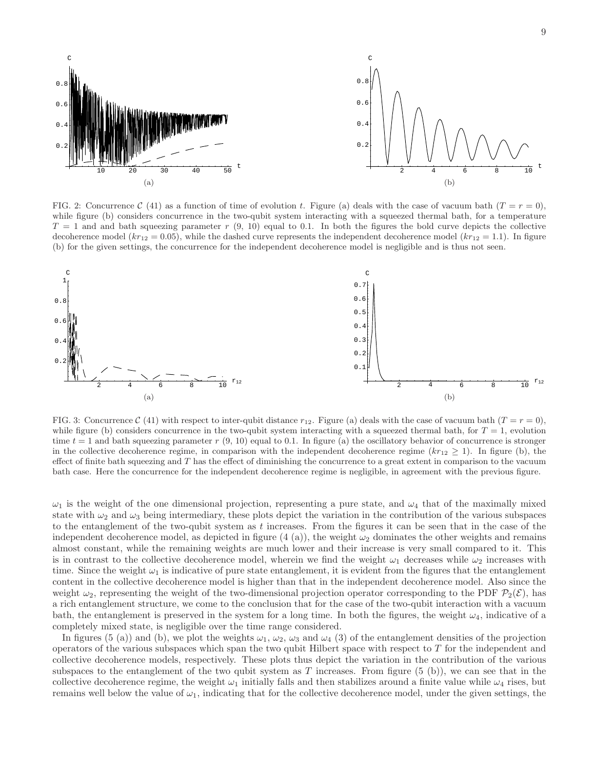FIG. 2: Concurrence $\mathcal{C}$ (41) as a function of time of evolution $t$. Figure (a) deals with the case of vacuum bath ($T = r = 0$), while figure (b) considers concurrence in the two-qubit system interacting with a squeezed thermal bath, for a temperature $T = 1$ and and bath squeezing parameter $r$ (9, 10) equal to 0.1. In both the figures the bold curve depicts the collective decoherence model ($kr_{12} = 0.05$), while the dashed curve represents the independent decoherence model ($kr_{12} = 1.1$). In figure (b) for the given settings, the concurrence for the independent decoherence model is negligible and is thus not seen.

FIG. 3: Concurrence $\mathcal{C}$ (41) with respect to inter-qubit distance $r_{12}$. Figure (a) deals with the case of vacuum bath ($T = r = 0$), while figure (b) considers concurrence in the two-qubit system interacting with a squeezed thermal bath, for $T = 1$, evolution time $t = 1$ and bath squeezing parameter $r$ (9, 10) equal to 0.1. In figure (a) the oscillatory behavior of concurrence is stronger in the collective decoherence regime, in comparison with the independent decoherence regime ($kr_{12} \geq 1$). In figure (b), the effect of finite bath squeezing and $T$ has the effect of diminishing the concurrence to a great extent in comparison to the vacuum bath case. Here the concurrence for the independent decoherence regime is negligible, in agreement with the previous figure.

$\omega_1$ is the weight of the one dimensional projection, representing a pure state, and $\omega_4$ that of the maximally mixed state with $\omega_2$ and $\omega_3$ being intermediary, these plots depict the variation in the contribution of the various subspaces to the entanglement of the two-qubit system as $t$ increases. From the figures it can be seen that in the case of the independent decoherence model, as depicted in figure (4 (a)), the weight $\omega_2$ dominates the other weights and remains almost constant, while the remaining weights are much lower and their increase is very small compared to it. This is in contrast to the collective decoherence model, wherein we find the weight $\omega_1$ decreases while $\omega_2$ increases with time. Since the weight $\omega_1$ is indicative of pure state entanglement, it is evident from the figures that the entanglement content in the collective decoherence model is higher than that in the independent decoherence model. Also since the weight $\omega_2$, representing the weight of the two-dimensional projection operator corresponding to the PDF $\mathcal{P}_2(\mathcal{E})$, has a rich entanglement structure, we come to the conclusion that for the case of the two-qubit interaction with a vacuum bath, the entanglement is preserved in the system for a long time. In both the figures, the weight $\omega_4$, indicative of a completely mixed state, is negligible over the time range considered.

In figures (5 (a)) and (b), we plot the weights $\omega_1$, $\omega_2$, $\omega_3$ and $\omega_4$ (3) of the entanglement densities of the projection operators of the various subspaces which span the two qubit Hilbert space with respect to $T$ for the independent and collective decoherence models, respectively. These plots thus depict the variation in the contribution of the various subspaces to the entanglement of the two qubit system as $T$ increases. From figure (5 (b)), we can see that in the collective decoherence regime, the weight $\omega_1$ initially falls and then stabilizes around a finite value while $\omega_4$ rises, but remains well below the value of $\omega_1$, indicating that for the collective decoherence model, under the given settings, the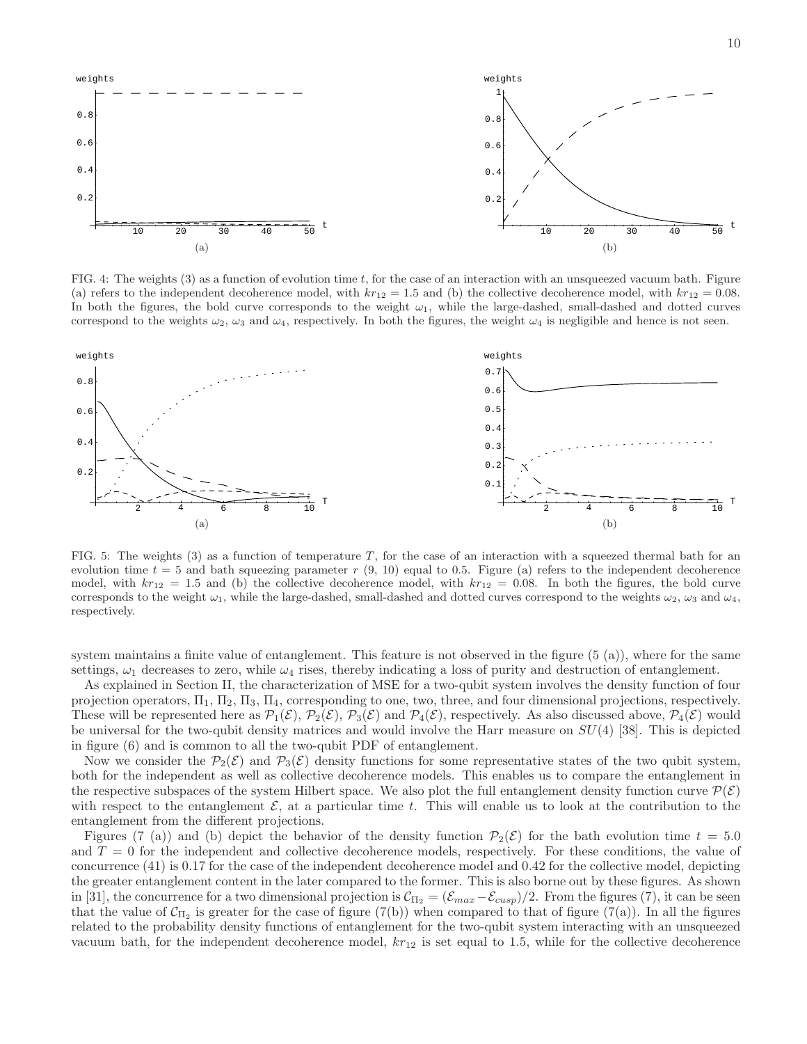FIG. 4: The weights (3) as a function of evolution time $t$, for the case of an interaction with an unsqueezed vacuum bath. Figure (a) refers to the independent decoherence model, with $kr_{12} = 1.5$ and (b) the collective decoherence model, with $kr_{12} = 0.08$. In both the figures, the bold curve corresponds to the weight $\omega_1$, while the large-dashed, small-dashed and dotted curves correspond to the weights $\omega_2$, $\omega_3$ and $\omega_4$, respectively. In both the figures, the weight $\omega_4$ is negligible and hence is not seen.

FIG. 5: The weights (3) as a function of temperature $T$, for the case of an interaction with a squeezed thermal bath for an evolution time $t = 5$ and bath squeezing parameter $r$ (9, 10) equal to 0.5. Figure (a) refers to the independent decoherence model, with $kr_{12} = 1.5$ and (b) the collective decoherence model, with $kr_{12} = 0.08$. In both the figures, the bold curve corresponds to the weight $\omega_1$, while the large-dashed, small-dashed and dotted curves correspond to the weights $\omega_2$, $\omega_3$ and $\omega_4$, respectively.

system maintains a finite value of entanglement. This feature is not observed in the figure (5 (a)), where for the same settings, $\omega_1$ decreases to zero, while $\omega_4$ rises, thereby indicating a loss of purity and destruction of entanglement.

As explained in Section II, the characterization of MSE for a two-qubit system involves the density function of four projection operators, $\Pi_1$, $\Pi_2$, $\Pi_3$, $\Pi_4$, corresponding to one, two, three, and four dimensional projections, respectively. These will be represented here as $\mathcal{P}_1(\mathcal{E})$, $\mathcal{P}_2(\mathcal{E})$, $\mathcal{P}_3(\mathcal{E})$ and $\mathcal{P}_4(\mathcal{E})$, respectively. As also discussed above, $\mathcal{P}_4(\mathcal{E})$ would be universal for the two-qubit density matrices and would involve the Harr measure on $SU(4)$ [38]. This is depicted in figure (6) and is common to all the two-qubit PDF of entanglement.

Now we consider the $\mathcal{P}_2(\mathcal{E})$ and $\mathcal{P}_3(\mathcal{E})$ density functions for some representative states of the two qubit system, both for the independent as well as collective decoherence models. This enables us to compare the entanglement in the respective subspaces of the system Hilbert space. We also plot the full entanglement density function curve $\mathcal{P}(\mathcal{E})$ with respect to the entanglement $\mathcal{E}$, at a particular time $t$. This will enable us to look at the contribution to the entanglement from the different projections.

Figures (7 (a)) and (b) depict the behavior of the density function $\mathcal{P}_2(\mathcal{E})$ for the bath evolution time $t = 5.0$ and $T = 0$ for the independent and collective decoherence models, respectively. For these conditions, the value of concurrence (41) is 0.17 for the case of the independent decoherence model and 0.42 for the collective model, depicting the greater entanglement content in the later compared to the former. This is also borne out by these figures. As shown in [31], the concurrence for a two dimensional projection is $\mathcal{C}_{\Pi_2} = (\mathcal{E}_{max} - \mathcal{E}_{cusp})/2$. From the figures (7), it can be seen that the value of $\mathcal{C}_{\Pi_2}$ is greater for the case of figure (7(b)) when compared to that of figure (7(a)). In all the figures related to the probability density functions of entanglement for the two-qubit system interacting with an unsqueezed vacuum bath, for the independent decoherence model, $kr_{12}$ is set equal to 1.5, while for the collective decoherence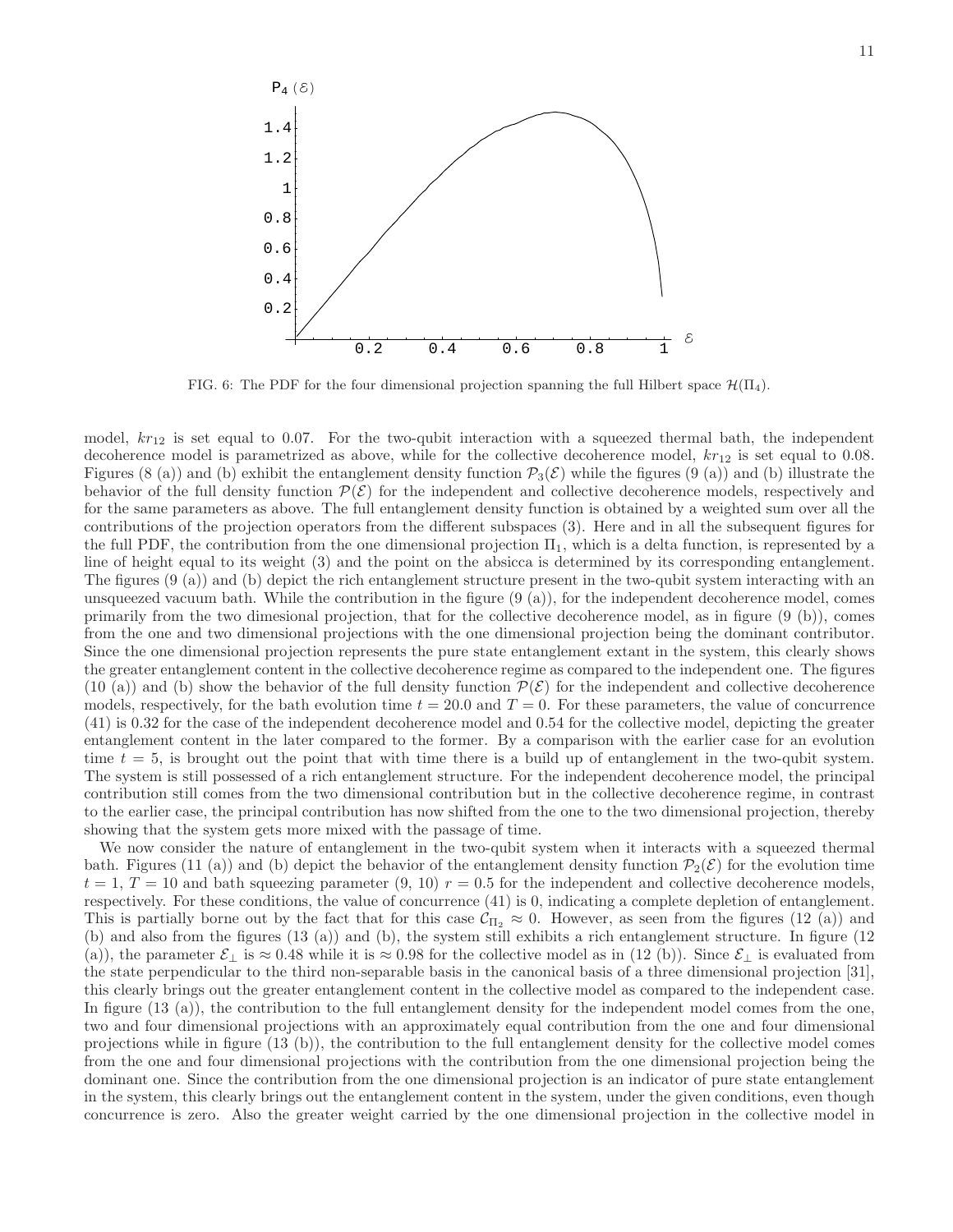FIG. 6: The PDF for the four dimensional projection spanning the full Hilbert space $\mathcal{H}(\Pi_4)$.

model, $kr_{12}$ is set equal to 0.07. For the two-qubit interaction with a squeezed thermal bath, the independent decoherence model is parametrized as above, while for the collective decoherence model, $kr_{12}$ is set equal to 0.08. Figures (8 (a)) and (b) exhibit the entanglement density function $\mathcal{P}_3(\mathcal{E})$ while the figures (9 (a)) and (b) illustrate the behavior of the full density function $\mathcal{P}(\mathcal{E})$ for the independent and collective decoherence models, respectively and for the same parameters as above. The full entanglement density function is obtained by a weighted sum over all the contributions of the projection operators from the different subspaces (3). Here and in all the subsequent figures for the full PDF, the contribution from the one dimensional projection $\Pi_1$, which is a delta function, is represented by a line of height equal to its weight (3) and the point on the absicca is determined by its corresponding entanglement. The figures (9 (a)) and (b) depict the rich entanglement structure present in the two-qubit system interacting with an unsqueezed vacuum bath. While the contribution in the figure (9 (a)), for the independent decoherence model, comes primarily from the two dimesional projection, that for the collective decoherence model, as in figure (9 (b)), comes from the one and two dimensional projections with the one dimensional projection being the dominant contributor. Since the one dimensional projection represents the pure state entanglement extant in the system, this clearly shows the greater entanglement content in the collective decoherence regime as compared to the independent one. The figures (10 (a)) and (b) show the behavior of the full density function $\mathcal{P}(\mathcal{E})$ for the independent and collective decoherence models, respectively, for the bath evolution time $t = 20.0$ and $T = 0$. For these parameters, the value of concurrence (41) is 0.32 for the case of the independent decoherence model and 0.54 for the collective model, depicting the greater entanglement content in the later compared to the former. By a comparison with the earlier case for an evolution time $t = 5$, is brought out the point that with time there is a build up of entanglement in the two-qubit system. The system is still possessed of a rich entanglement structure. For the independent decoherence model, the principal contribution still comes from the two dimensional contribution but in the collective decoherence regime, in contrast to the earlier case, the principal contribution has now shifted from the one to the two dimensional projection, thereby showing that the system gets more mixed with the passage of time.

We now consider the nature of entanglement in the two-qubit system when it interacts with a squeezed thermal bath. Figures (11 (a)) and (b) depict the behavior of the entanglement density function $\mathcal{P}_2(\mathcal{E})$ for the evolution time $t = 1$, $T = 10$ and bath squeezing parameter (9, 10) $r = 0.5$ for the independent and collective decoherence models, respectively. For these conditions, the value of concurrence (41) is 0, indicating a complete depletion of entanglement. This is partially borne out by the fact that for this case $\mathcal{C}_{\Pi_2} \approx 0$. However, as seen from the figures (12 (a)) and (b) and also from the figures (13 (a)) and (b), the system still exhibits a rich entanglement structure. In figure (12 (a)), the parameter $\mathcal{E}_\perp$ is $\approx 0.48$ while it is $\approx 0.98$ for the collective model as in (12 (b)). Since $\mathcal{E}_\perp$ is evaluated from the state perpendicular to the third non-separable basis in the canonical basis of a three dimensional projection [31], this clearly brings out the greater entanglement content in the collective model as compared to the independent case. In figure (13 (a)), the contribution to the full entanglement density for the independent model comes from the one, two and four dimensional projections with an approximately equal contribution from the one and four dimensional projections while in figure (13 (b)), the contribution to the full entanglement density for the collective model comes from the one and four dimensional projections with the contribution from the one dimensional projection being the dominant one. Since the contribution from the one dimensional projection is an indicator of pure state entanglement in the system, this clearly brings out the entanglement content in the system, under the given conditions, even though concurrence is zero. Also the greater weight carried by the one dimensional projection in the collective model in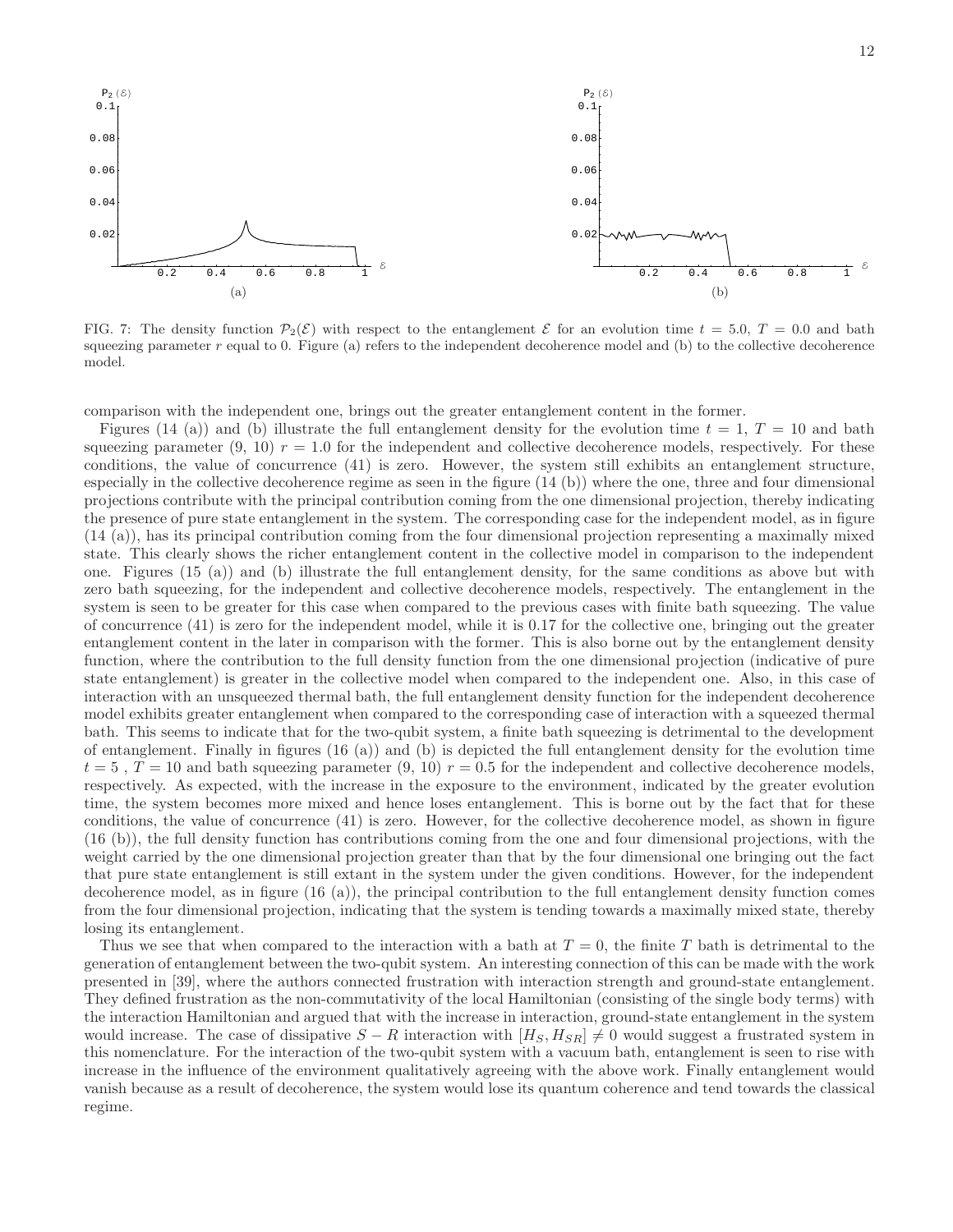FIG. 7: The density function $\mathcal{P}_2(\mathcal{E})$ with respect to the entanglement $\mathcal{E}$ for an evolution time $t = 5.0$, $T = 0.0$ and bath squeezing parameter $r$ equal to 0. Figure (a) refers to the independent decoherence model and (b) to the collective decoherence model.

comparison with the independent one, brings out the greater entanglement content in the former.

Figures (14 (a)) and (b) illustrate the full entanglement density for the evolution time $t = 1$, $T = 10$ and bath squeezing parameter (9, 10) $r = 1.0$ for the independent and collective decoherence models, respectively. For these conditions, the value of concurrence (41) is zero. However, the system still exhibits an entanglement structure, especially in the collective decoherence regime as seen in the figure (14 (b)) where the one, three and four dimensional projections contribute with the principal contribution coming from the one dimensional projection, thereby indicating the presence of pure state entanglement in the system. The corresponding case for the independent model, as in figure (14 (a)), has its principal contribution coming from the four dimensional projection representing a maximally mixed state. This clearly shows the richer entanglement content in the collective model in comparison to the independent one. Figures (15 (a)) and (b) illustrate the full entanglement density, for the same conditions as above but with zero bath squeezing, for the independent and collective decoherence models, respectively. The entanglement in the system is seen to be greater for this case when compared to the previous cases with finite bath squeezing. The value of concurrence (41) is zero for the independent model, while it is 0.17 for the collective one, bringing out the greater entanglement content in the later in comparison with the former. This is also borne out by the entanglement density function, where the contribution to the full density function from the one dimensional projection (indicative of pure state entanglement) is greater in the collective model when compared to the independent one. Also, in this case of interaction with an unsqueezed thermal bath, the full entanglement density function for the independent decoherence model exhibits greater entanglement when compared to the corresponding case of interaction with a squeezed thermal bath. This seems to indicate that for the two-qubit system, a finite bath squeezing is detrimental to the development of entanglement. Finally in figures (16 (a)) and (b) is depicted the full entanglement density for the evolution time $t = 5$ , $T = 10$ and bath squeezing parameter (9, 10) $r = 0.5$ for the independent and collective decoherence models, respectively. As expected, with the increase in the exposure to the environment, indicated by the greater evolution time, the system becomes more mixed and hence loses entanglement. This is borne out by the fact that for these conditions, the value of concurrence (41) is zero. However, for the collective decoherence model, as shown in figure (16 (b)), the full density function has contributions coming from the one and four dimensional projections, with the weight carried by the one dimensional projection greater than that by the four dimensional one bringing out the fact that pure state entanglement is still extant in the system under the given conditions. However, for the independent decoherence model, as in figure (16 (a)), the principal contribution to the full entanglement density function comes from the four dimensional projection, indicating that the system is tending towards a maximally mixed state, thereby losing its entanglement.

Thus we see that when compared to the interaction with a bath at $T = 0$, the finite $T$ bath is detrimental to the generation of entanglement between the two-qubit system. An interesting connection of this can be made with the work presented in [39], where the authors connected frustration with interaction strength and ground-state entanglement. They defined frustration as the non-commutativity of the local Hamiltonian (consisting of the single body terms) with the interaction Hamiltonian and argued that with the increase in interaction, ground-state entanglement in the system would increase. The case of dissipative $S-R$ interaction with $[H_S, H_{SR}] \neq 0$ would suggest a frustrated system in this nomenclature. For the interaction of the two-qubit system with a vacuum bath, entanglement is seen to rise with increase in the influence of the environment qualitatively agreeing with the above work. Finally entanglement would vanish because as a result of decoherence, the system would lose its quantum coherence and tend towards the classical regime.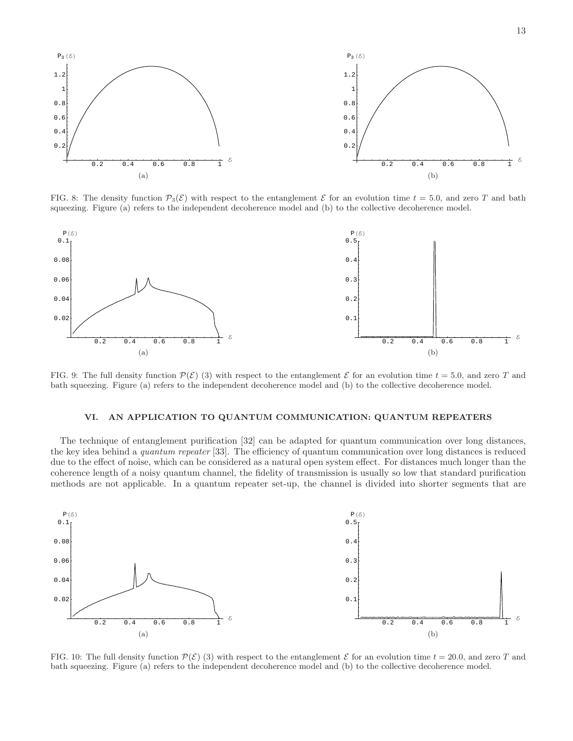FIG. 8: The density function $\mathcal{P}_3(\mathcal{E})$ with respect to the entanglement $\mathcal{E}$ for an evolution time $t = 5.0$, and zero $T$ and bath squeezing. Figure (a) refers to the independent decoherence model and (b) to the collective decoherence model.

FIG. 9: The full density function $\mathcal{P}(\mathcal{E})$ (3) with respect to the entanglement $\mathcal{E}$ for an evolution time $t = 5.0$, and zero $T$ and bath squeezing. Figure (a) refers to the independent decoherence model and (b) to the collective decoherence model.

## VI. AN APPLICATION TO QUANTUM COMMUNICATION: QUANTUM REPEATERS

The technique of entanglement purification [32] can be adapted for quantum communication over long distances, the key idea behind a *quantum repeater* [33]. The efficiency of quantum communication over long distances is reduced due to the effect of noise, which can be considered as a natural open system effect. For distances much longer than the coherence length of a noisy quantum channel, the fidelity of transmission is usually so low that standard purification methods are not applicable. In a quantum repeater set-up, the channel is divided into shorter segments that are

FIG. 10: The full density function $\mathcal{P}(\mathcal{E})$ (3) with respect to the entanglement $\mathcal{E}$ for an evolution time $t = 20.0$, and zero $T$ and bath squeezing. Figure (a) refers to the independent decoherence model and (b) to the collective decoherence model.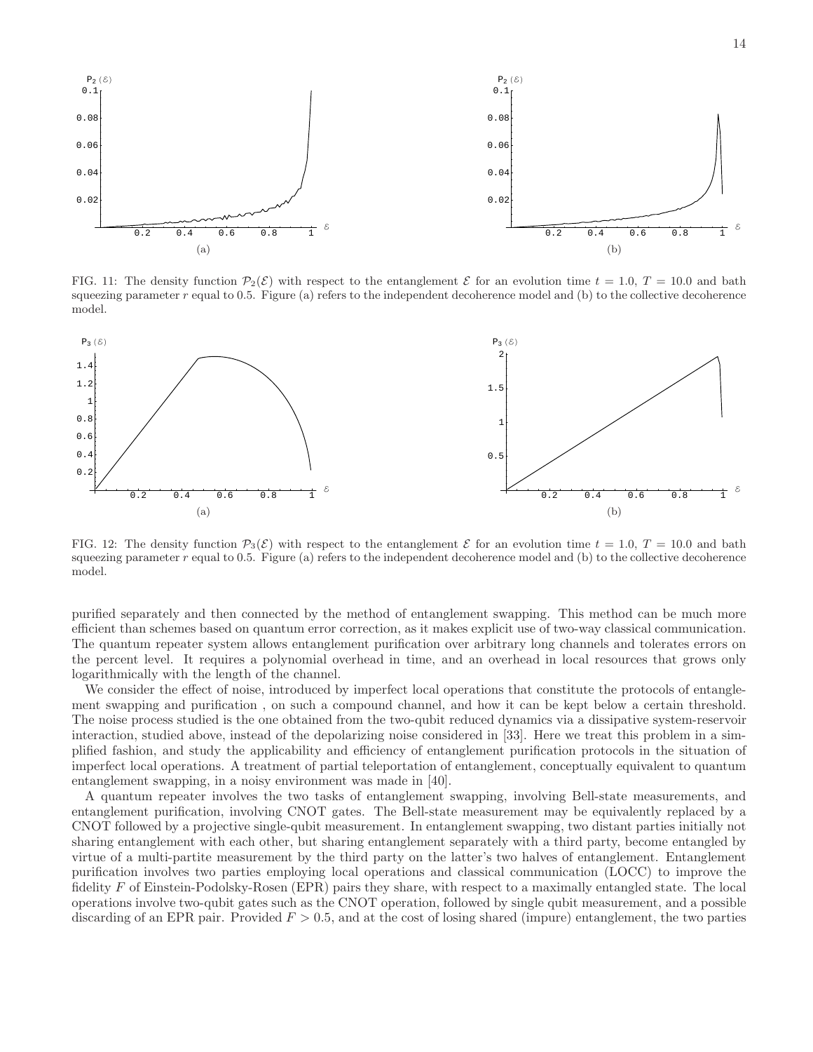FIG. 11: The density function $\mathcal{P}_2(\mathcal{E})$ with respect to the entanglement $\mathcal{E}$ for an evolution time $t = 1.0$, $T = 10.0$ and bath squeezing parameter $r$ equal to 0.5. Figure (a) refers to the independent decoherence model and (b) to the collective decoherence model.

FIG. 12: The density function $\mathcal{P}_3(\mathcal{E})$ with respect to the entanglement $\mathcal{E}$ for an evolution time $t = 1.0$, $T = 10.0$ and bath squeezing parameter $r$ equal to 0.5. Figure (a) refers to the independent decoherence model and (b) to the collective decoherence model.

purified separately and then connected by the method of entanglement swapping. This method can be much more efficient than schemes based on quantum error correction, as it makes explicit use of two-way classical communication. The quantum repeater system allows entanglement purification over arbitrary long channels and tolerates errors on the percent level. It requires a polynomial overhead in time, and an overhead in local resources that grows only logarithmically with the length of the channel.

We consider the effect of noise, introduced by imperfect local operations that constitute the protocols of entanglement swapping and purification , on such a compound channel, and how it can be kept below a certain threshold. The noise process studied is the one obtained from the two-qubit reduced dynamics via a dissipative system-reservoir interaction, studied above, instead of the depolarizing noise considered in [33]. Here we treat this problem in a simplified fashion, and study the applicability and efficiency of entanglement purification protocols in the situation of imperfect local operations. A treatment of partial teleportation of entanglement, conceptually equivalent to quantum entanglement swapping, in a noisy environment was made in [40].

A quantum repeater involves the two tasks of entanglement swapping, involving Bell-state measurements, and entanglement purification, involving CNOT gates. The Bell-state measurement may be equivalently replaced by a CNOT followed by a projective single-qubit measurement. In entanglement swapping, two distant parties initially not sharing entanglement with each other, but sharing entanglement separately with a third party, become entangled by virtue of a multi-partite measurement by the third party on the latter's two halves of entanglement. Entanglement purification involves two parties employing local operations and classical communication (LOCC) to improve the fidelity $F$ of Einstein-Podolsky-Rosen (EPR) pairs they share, with respect to a maximally entangled state. The local operations involve two-qubit gates such as the CNOT operation, followed by single qubit measurement, and a possible discarding of an EPR pair. Provided $F > 0.5$, and at the cost of losing shared (impure) entanglement, the two parties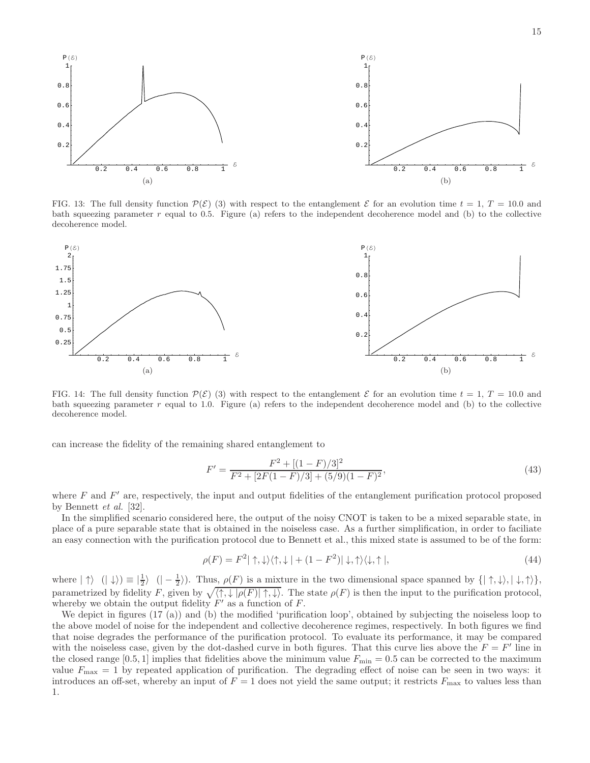FIG. 13: The full density function $\mathcal{P}(\mathcal{E})$ (3) with respect to the entanglement $\mathcal{E}$ for an evolution time $t = 1$, $T = 10.0$ and bath squeezing parameter $r$ equal to 0.5. Figure (a) refers to the independent decoherence model and (b) to the collective decoherence model.

FIG. 14: The full density function $\mathcal{P}(\mathcal{E})$ (3) with respect to the entanglement $\mathcal{E}$ for an evolution time $t = 1$, $T = 10.0$ and bath squeezing parameter $r$ equal to 1.0. Figure (a) refers to the independent decoherence model and (b) to the collective decoherence model.

can increase the fidelity of the remaining shared entanglement to

$$F' = \frac{F^2 + [(1-F)/3]^2}{F^2 + [2F(1-F)/3] + (5/9)(1-F)^2}, \tag{43}$$

where $F$ and $F'$ are, respectively, the input and output fidelities of the entanglement purification protocol proposed by Bennett *et al.* [32].

In the simplified scenario considered here, the output of the noisy CNOT is taken to be a mixed separable state, in place of a pure separable state that is obtained in the noiseless case. As a further simplification, in order to faciliate an easy connection with the purification protocol due to Bennett et al., this mixed state is assumed to be of the form:

$$\rho(F) = F^2|\uparrow,\downarrow\rangle\langle\uparrow,\downarrow| + (1-F^2)|\downarrow,\uparrow\rangle\langle\downarrow,\uparrow|, \tag{44}$$

where $|\uparrow\rangle$ $(|\downarrow\rangle) \equiv |\frac{1}{2}\rangle$ $(|-\frac{1}{2}\rangle)$. Thus, $\rho(F)$ is a mixture in the two dimensional space spanned by $\{|\uparrow,\downarrow\rangle, |\downarrow,\uparrow\rangle\}$, parametrized by fidelity $F$, given by $\sqrt{\langle\uparrow,\downarrow|\rho(F)|\uparrow,\downarrow\rangle}$. The state $\rho(F)$ is then the input to the purification protocol, whereby we obtain the output fidelity $F'$ as a function of $F$.

We depict in figures (17 (a)) and (b) the modified 'purification loop', obtained by subjecting the noiseless loop to the above model of noise for the independent and collective decoherence regimes, respectively. In both figures we find that noise degrades the performance of the purification protocol. To evaluate its performance, it may be compared with the noiseless case, given by the dot-dashed curve in both figures. That this curve lies above the $F = F'$ line in the closed range $[0.5, 1]$ implies that fidelities above the minimum value $F_{\min} = 0.5$ can be corrected to the maximum value $F_{\max} = 1$ by repeated application of purification. The degrading effect of noise can be seen in two ways: it introduces an off-set, whereby an input of $F = 1$ does not yield the same output; it restricts $F_{\max}$ to values less than 1.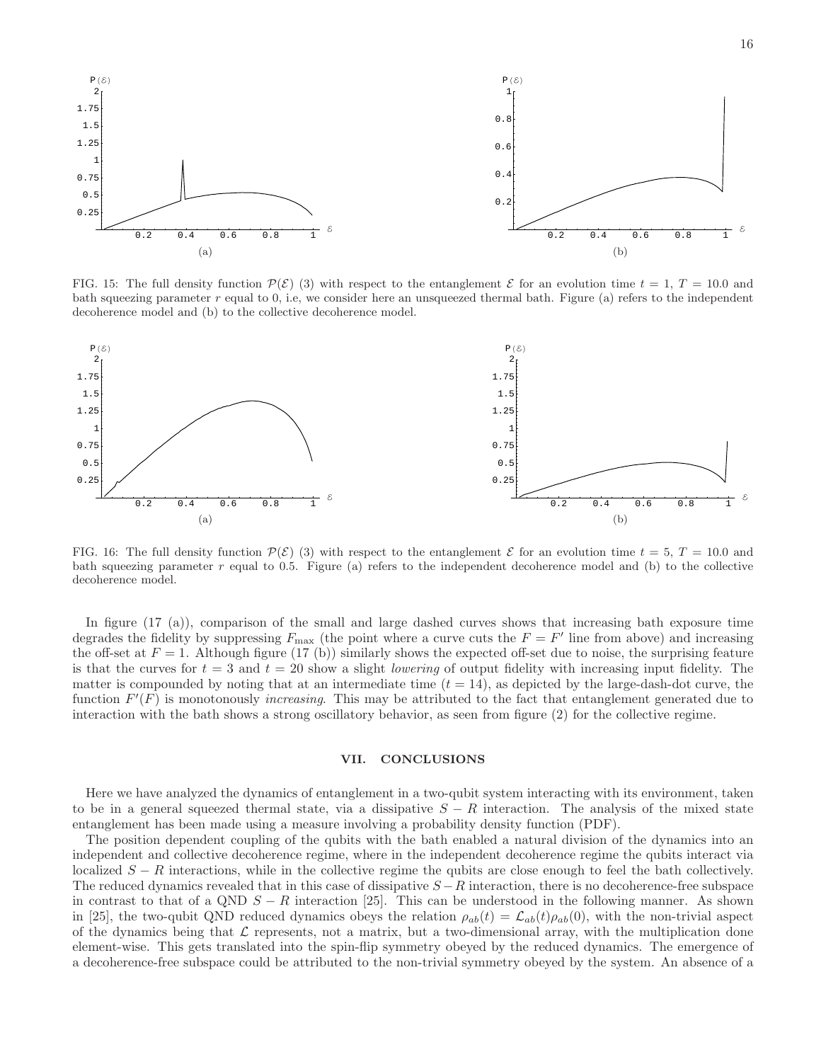FIG. 15: The full density function $\mathcal{P}(\mathcal{E})$ (3) with respect to the entanglement $\mathcal{E}$ for an evolution time $t = 1$, $T = 10.0$ and bath squeezing parameter $r$ equal to 0, i.e, we consider here an unsqueezed thermal bath. Figure (a) refers to the independent decoherence model and (b) to the collective decoherence model.

FIG. 16: The full density function $\mathcal{P}(\mathcal{E})$ (3) with respect to the entanglement $\mathcal{E}$ for an evolution time $t = 5$, $T = 10.0$ and bath squeezing parameter $r$ equal to 0.5. Figure (a) refers to the independent decoherence model and (b) to the collective decoherence model.

In figure (17 (a)), comparison of the small and large dashed curves shows that increasing bath exposure time degrades the fidelity by suppressing $F_{\max}$ (the point where a curve cuts the $F = F'$ line from above) and increasing the off-set at $F = 1$. Although figure (17 (b)) similarly shows the expected off-set due to noise, the surprising feature is that the curves for $t = 3$ and $t = 20$ show a slight *lowering* of output fidelity with increasing input fidelity. The matter is compounded by noting that at an intermediate time ($t = 14$), as depicted by the large-dash-dot curve, the function $F'(F)$ is monotonously *increasing*. This may be attributed to the fact that entanglement generated due to interaction with the bath shows a strong oscillatory behavior, as seen from figure (2) for the collective regime.

## VII. CONCLUSIONS

Here we have analyzed the dynamics of entanglement in a two-qubit system interacting with its environment, taken to be in a general squeezed thermal state, via a dissipative $S - R$ interaction. The analysis of the mixed state entanglement has been made using a measure involving a probability density function (PDF).

The position dependent coupling of the qubits with the bath enabled a natural division of the dynamics into an independent and collective decoherence regime, where in the independent decoherence regime the qubits interact via localized $S - R$ interactions, while in the collective regime the qubits are close enough to feel the bath collectively. The reduced dynamics revealed that in this case of dissipative $S - R$ interaction, there is no decoherence-free subspace in contrast to that of a QND $S - R$ interaction [25]. This can be understood in the following manner. As shown in [25], the two-qubit QND reduced dynamics obeys the relation $\rho_{ab}(t) = \mathcal{L}_{ab}(t)\rho_{ab}(0)$, with the non-trivial aspect of the dynamics being that $\mathcal{L}$ represents, not a matrix, but a two-dimensional array, with the multiplication done element-wise. This gets translated into the spin-flip symmetry obeyed by the reduced dynamics. The emergence of a decoherence-free subspace could be attributed to the non-trivial symmetry obeyed by the system. An absence of a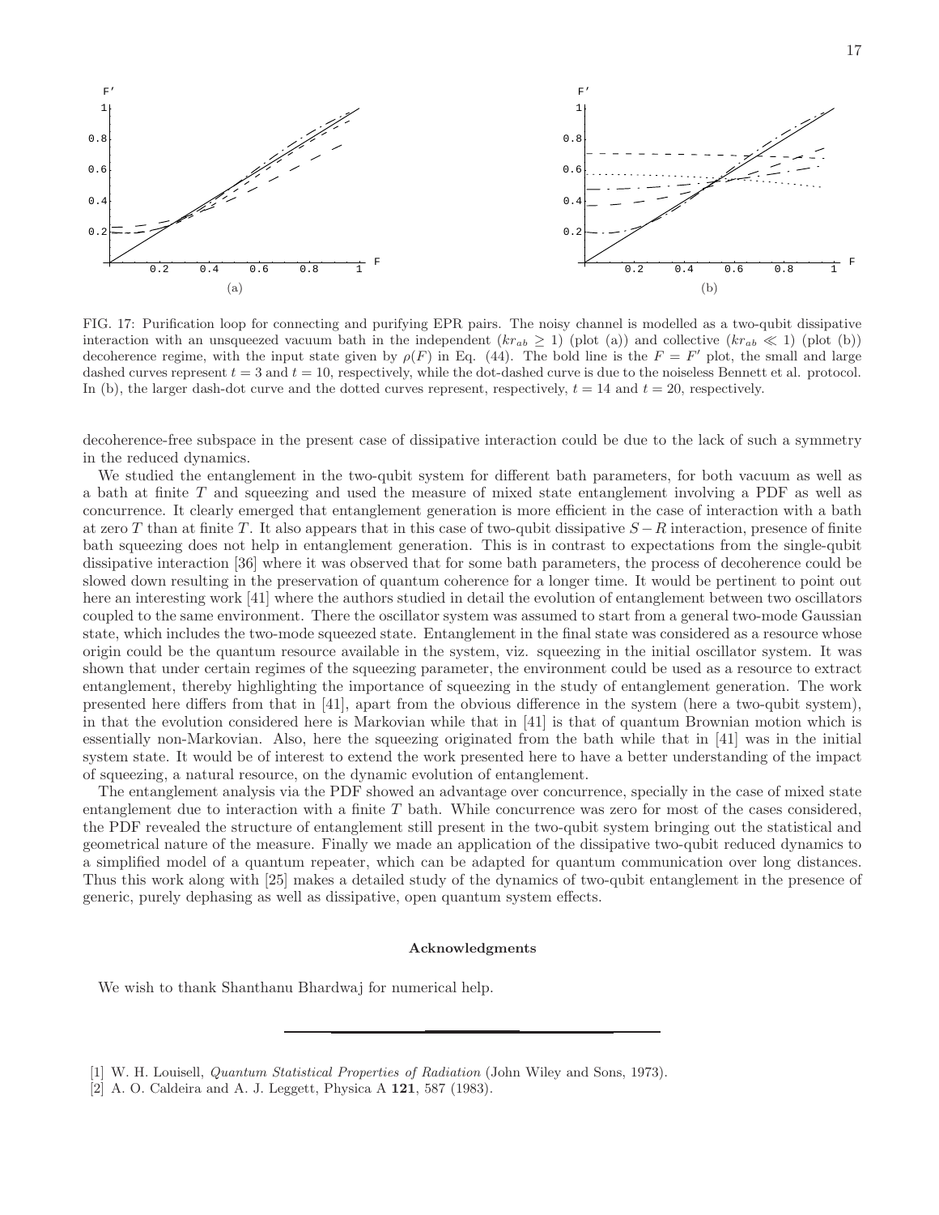FIG. 17: Purification loop for connecting and purifying EPR pairs. The noisy channel is modelled as a two-qubit dissipative interaction with an unsqueezed vacuum bath in the independent ($kr_{ab} \geq 1$) (plot (a)) and collective ($kr_{ab} \ll 1$) (plot (b)) decoherence regime, with the input state given by $\rho(F)$ in Eq. (44). The bold line is the $F = F'$ plot, the small and large dashed curves represent $t = 3$ and $t = 10$, respectively, while the dot-dashed curve is due to the noiseless Bennett et al. protocol. In (b), the larger dash-dot curve and the dotted curves represent, respectively, $t = 14$ and $t = 20$, respectively.

decoherence-free subspace in the present case of dissipative interaction could be due to the lack of such a symmetry in the reduced dynamics.

We studied the entanglement in the two-qubit system for different bath parameters, for both vacuum as well as a bath at finite $T$ and squeezing and used the measure of mixed state entanglement involving a PDF as well as concurrence. It clearly emerged that entanglement generation is more efficient in the case of interaction with a bath at zero $T$ than at finite $T$. It also appears that in this case of two-qubit dissipative $S-R$ interaction, presence of finite bath squeezing does not help in entanglement generation. This is in contrast to expectations from the single-qubit dissipative interaction [36] where it was observed that for some bath parameters, the process of decoherence could be slowed down resulting in the preservation of quantum coherence for a longer time. It would be pertinent to point out here an interesting work [41] where the authors studied in detail the evolution of entanglement between two oscillators coupled to the same environment. There the oscillator system was assumed to start from a general two-mode Gaussian state, which includes the two-mode squeezed state. Entanglement in the final state was considered as a resource whose origin could be the quantum resource available in the system, viz. squeezing in the initial oscillator system. It was shown that under certain regimes of the squeezing parameter, the environment could be used as a resource to extract entanglement, thereby highlighting the importance of squeezing in the study of entanglement generation. The work presented here differs from that in [41], apart from the obvious difference in the system (here a two-qubit system), in that the evolution considered here is Markovian while that in [41] is that of quantum Brownian motion which is essentially non-Markovian. Also, here the squeezing originated from the bath while that in [41] was in the initial system state. It would be of interest to extend the work presented here to have a better understanding of the impact of squeezing, a natural resource, on the dynamic evolution of entanglement.

The entanglement analysis via the PDF showed an advantage over concurrence, specially in the case of mixed state entanglement due to interaction with a finite $T$ bath. While concurrence was zero for most of the cases considered, the PDF revealed the structure of entanglement still present in the two-qubit system bringing out the statistical and geometrical nature of the measure. Finally we made an application of the dissipative two-qubit reduced dynamics to a simplified model of a quantum repeater, which can be adapted for quantum communication over long distances. Thus this work along with [25] makes a detailed study of the dynamics of two-qubit entanglement in the presence of generic, purely dephasing as well as dissipative, open quantum system effects.

### Acknowledgments

We wish to thank Shanthanu Bhardwaj for numerical help.

---

[1] W. H. Louisell, *Quantum Statistical Properties of Radiation* (John Wiley and Sons, 1973).

[2] A. O. Caldeira and A. J. Leggett, Physica A **121**, 587 (1983).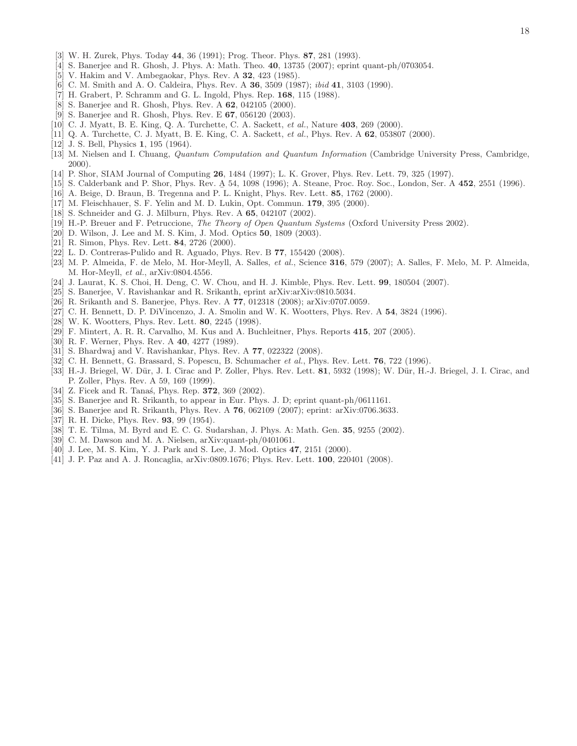[3] W. H. Zurek, Phys. Today **44**, 36 (1991); Prog. Theor. Phys. **87**, 281 (1993).
[4] S. Banerjee and R. Ghosh, J. Phys. A: Math. Theo. **40**, 13735 (2007); eprint quant-ph/0703054.
[5] V. Hakim and V. Ambegaokar, Phys. Rev. A **32**, 423 (1985).
[6] C. M. Smith and A. O. Caldeira, Phys. Rev. A **36**, 3509 (1987); *ibid* **41**, 3103 (1990).
[7] H. Grabert, P. Schramm and G. L. Ingold, Phys. Rep. **168**, 115 (1988).
[8] S. Banerjee and R. Ghosh, Phys. Rev. A **62**, 042105 (2000).
[9] S. Banerjee and R. Ghosh, Phys. Rev. E **67**, 056120 (2003).
[10] C. J. Myatt, B. E. King, Q. A. Turchette, C. A. Sackett, *et al.*, Nature **403**, 269 (2000).
[11] Q. A. Turchette, C. J. Myatt, B. E. King, C. A. Sackett, *et al.*, Phys. Rev. A **62**, 053807 (2000).
[12] J. S. Bell, Physics **1**, 195 (1964).
[13] M. Nielsen and I. Chuang, *Quantum Computation and Quantum Information* (Cambridge University Press, Cambridge, 2000).
[14] P. Shor, SIAM Journal of Computing **26**, 1484 (1997); L. K. Grover, Phys. Rev. Lett. 79, 325 (1997).
[15] S. Calderbank and P. Shor, Phys. Rev. A 54, 1098 (1996); A. Steane, Proc. Roy. Soc., London, Ser. A **452**, 2551 (1996).
[16] A. Beige, D. Braun, B. Tregenna and P. L. Knight, Phys. Rev. Lett. **85**, 1762 (2000).
[17] M. Fleischhauer, S. F. Yelin and M. D. Lukin, Opt. Commun. **179**, 395 (2000).
[18] S. Schneider and G. J. Milburn, Phys. Rev. A **65**, 042107 (2002).
[19] H.-P. Breuer and F. Petruccione, *The Theory of Open Quantum Systems* (Oxford University Press 2002).
[20] D. Wilson, J. Lee and M. S. Kim, J. Mod. Optics **50**, 1809 (2003).
[21] R. Simon, Phys. Rev. Lett. **84**, 2726 (2000).
[22] L. D. Contreras-Pulido and R. Aguado, Phys. Rev. B **77**, 155420 (2008).
[23] M. P. Almeida, F. de Melo, M. Hor-Meyll, A. Salles, *et al.*, Science **316**, 579 (2007); A. Salles, F. Melo, M. P. Almeida, M. Hor-Meyll, *et al.*, arXiv:0804.4556.
[24] J. Laurat, K. S. Choi, H. Deng, C. W. Chou, and H. J. Kimble, Phys. Rev. Lett. **99**, 180504 (2007).
[25] S. Banerjee, V. Ravishankar and R. Srikanth, eprint arXiv:arXiv:0810.5034.
[26] R. Srikanth and S. Banerjee, Phys. Rev. A **77**, 012318 (2008); arXiv:0707.0059.
[27] C. H. Bennett, D. P. DiVincenzo, J. A. Smolin and W. K. Wootters, Phys. Rev. A **54**, 3824 (1996).
[28] W. K. Wootters, Phys. Rev. Lett. **80**, 2245 (1998).
[29] F. Mintert, A. R. R. Carvalho, M. Kus and A. Buchleitner, Phys. Reports **415**, 207 (2005).
[30] R. F. Werner, Phys. Rev. A **40**, 4277 (1989).
[31] S. Bhardwaj and V. Ravishankar, Phys. Rev. A **77**, 022322 (2008).
[32] C. H. Bennett, G. Brassard, S. Popescu, B. Schumacher *et al.*, Phys. Rev. Lett. **76**, 722 (1996).
[33] H.-J. Briegel, W. Dür, J. I. Cirac and P. Zoller, Phys. Rev. Lett. **81**, 5932 (1998); W. Dür, H.-J. Briegel, J. I. Cirac, and P. Zoller, Phys. Rev. A 59, 169 (1999).
[34] Z. Ficek and R. Tanaś, Phys. Rep. **372**, 369 (2002).
[35] S. Banerjee and R. Srikanth, to appear in Eur. Phys. J. D; eprint quant-ph/0611161.
[36] S. Banerjee and R. Srikanth, Phys. Rev. A **76**, 062109 (2007); eprint: arXiv:0706.3633.
[37] R. H. Dicke, Phys. Rev. **93**, 99 (1954).
[38] T. E. Tilma, M. Byrd and E. C. G. Sudarshan, J. Phys. A: Math. Gen. **35**, 9255 (2002).
[39] C. M. Dawson and M. A. Nielsen, arXiv:quant-ph/0401061.
[40] J. Lee, M. S. Kim, Y. J. Park and S. Lee, J. Mod. Optics **47**, 2151 (2000).
[41] J. P. Paz and A. J. Roncaglia, arXiv:0809.1676; Phys. Rev. Lett. **100**, 220401 (2008).